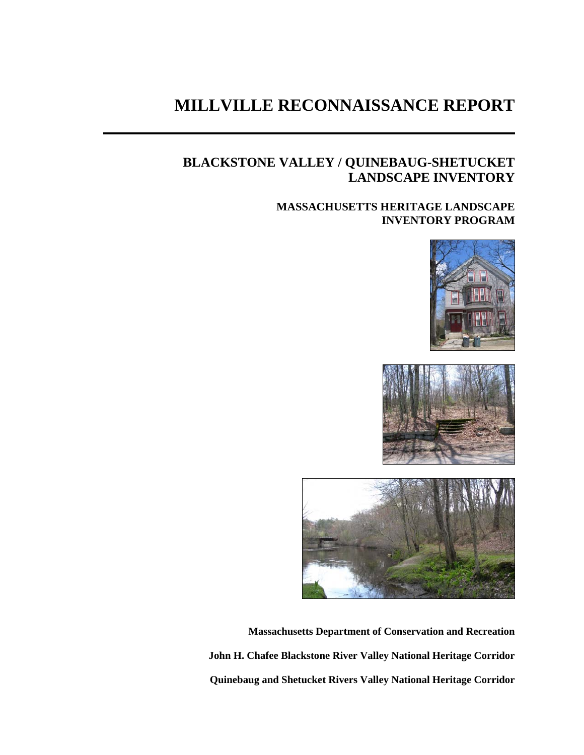# MILLVILLE RECONNAISSANCE REPORT

## BLACKSTONE VALLEY / QUINEBAUG-SHETUCKET LANDSCAPE INVENTORY

### MASSACHUSETTS HERITAGE LANDSCAPE INVENTORY PROGRAM

**Massachusetts Department of Conservation and Recreation**

**John H. Chafee Blackstone River Valley National Heritage Corridor**

**Quinebaug and Shetucket Rivers Valley National Heritage Corridor**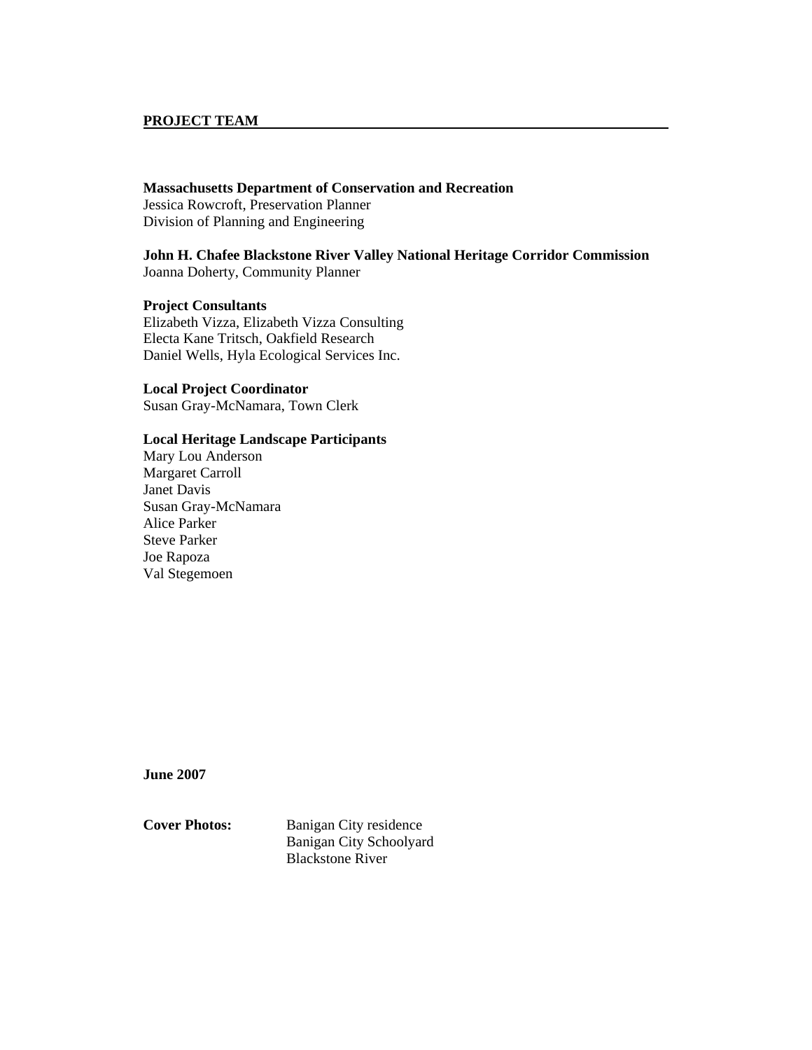## PROJECT TEAM

**Massachusetts Department of Conservation and Recreation**
Jessica Rowcroft, Preservation Planner
Division of Planning and Engineering

**John H. Chafee Blackstone River Valley National Heritage Corridor Commission**
Joanna Doherty, Community Planner

**Project Consultants**
Elizabeth Vizza, Elizabeth Vizza Consulting
Electa Kane Tritsch, Oakfield Research
Daniel Wells, Hyla Ecological Services Inc.

**Local Project Coordinator**
Susan Gray-McNamara, Town Clerk

**Local Heritage Landscape Participants**
Mary Lou Anderson
Margaret Carroll
Janet Davis
Susan Gray-McNamara
Alice Parker
Steve Parker
Joe Rapoza
Val Stegemoen

**June 2007**

**Cover Photos:** Banigan City residence
Banigan City Schoolyard
Blackstone River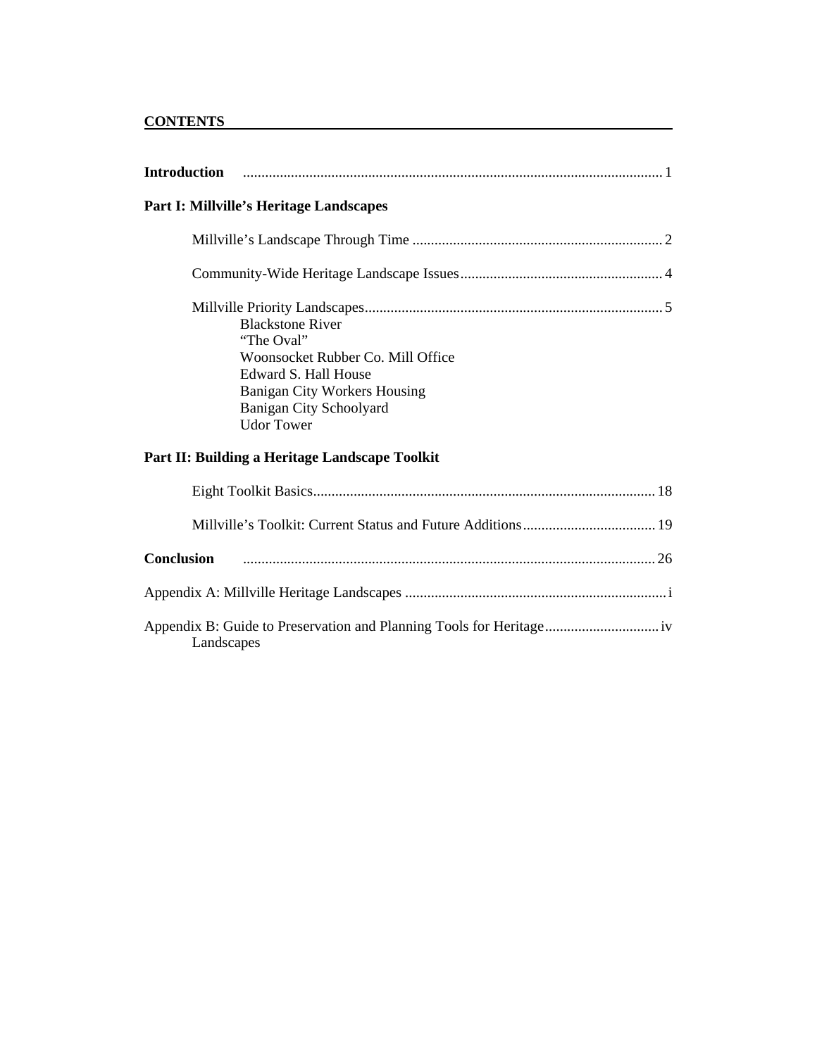## CONTENTS

**Introduction** ........................................................................................................ 1

**Part I: Millville's Heritage Landscapes**

Millville's Landscape Through Time ................................................................... 2

Community-Wide Heritage Landscape Issues ...................................................... 4

Millville Priority Landscapes ................................................................................ 5

- Blackstone River
- "The Oval"
- Woonsocket Rubber Co. Mill Office
- Edward S. Hall House
- Banigan City Workers Housing
- Banigan City Schoolyard
- Udor Tower

**Part II: Building a Heritage Landscape Toolkit**

Eight Toolkit Basics ............................................................................................ 18

Millville's Toolkit: Current Status and Future Additions .................................... 19

**Conclusion** ........................................................................................................ 26

Appendix A: Millville Heritage Landscapes ....................................................................... i

Appendix B: Guide to Preservation and Planning Tools for Heritage Landscapes .............................. iv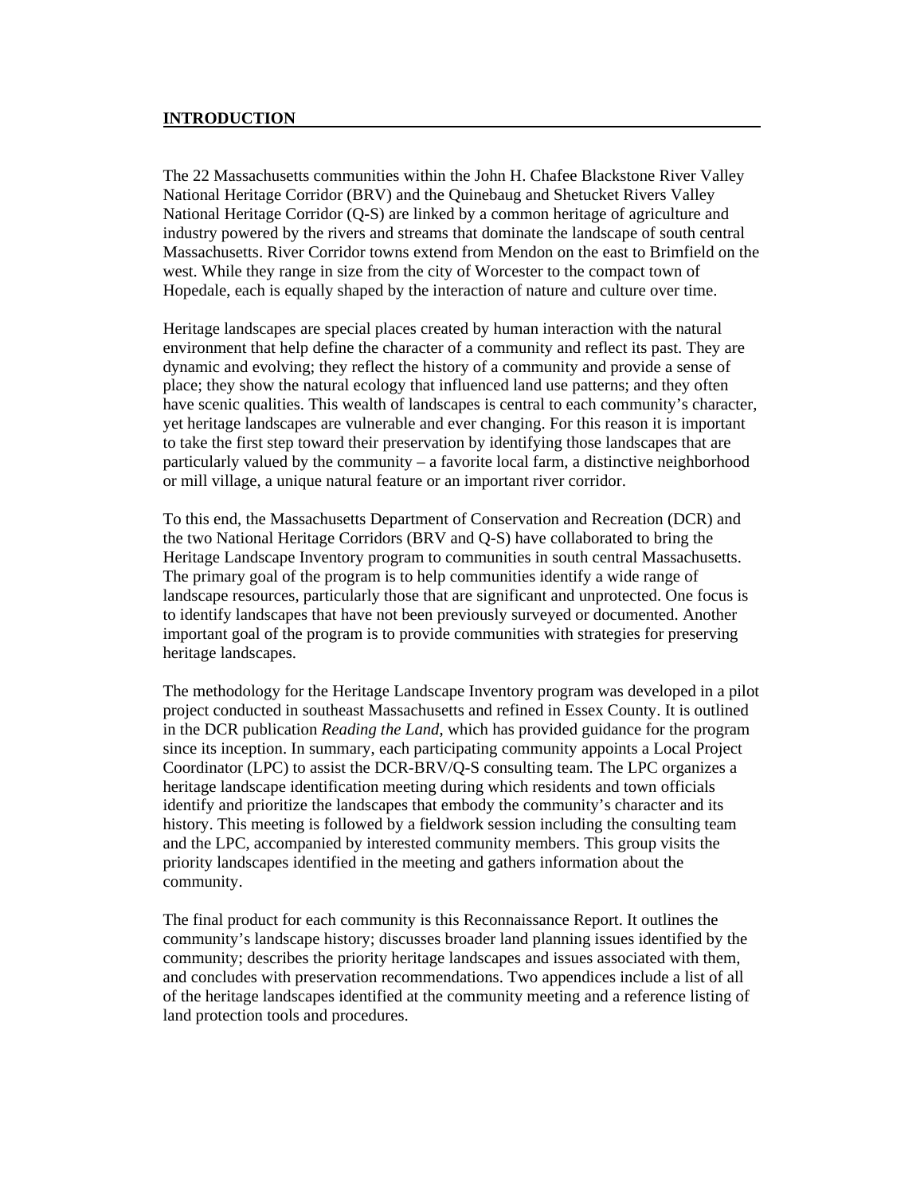## INTRODUCTION

The 22 Massachusetts communities within the John H. Chafee Blackstone River Valley National Heritage Corridor (BRV) and the Quinebaug and Shetucket Rivers Valley National Heritage Corridor (Q-S) are linked by a common heritage of agriculture and industry powered by the rivers and streams that dominate the landscape of south central Massachusetts. River Corridor towns extend from Mendon on the east to Brimfield on the west. While they range in size from the city of Worcester to the compact town of Hopedale, each is equally shaped by the interaction of nature and culture over time.

Heritage landscapes are special places created by human interaction with the natural environment that help define the character of a community and reflect its past. They are dynamic and evolving; they reflect the history of a community and provide a sense of place; they show the natural ecology that influenced land use patterns; and they often have scenic qualities. This wealth of landscapes is central to each community's character, yet heritage landscapes are vulnerable and ever changing. For this reason it is important to take the first step toward their preservation by identifying those landscapes that are particularly valued by the community – a favorite local farm, a distinctive neighborhood or mill village, a unique natural feature or an important river corridor.

To this end, the Massachusetts Department of Conservation and Recreation (DCR) and the two National Heritage Corridors (BRV and Q-S) have collaborated to bring the Heritage Landscape Inventory program to communities in south central Massachusetts. The primary goal of the program is to help communities identify a wide range of landscape resources, particularly those that are significant and unprotected. One focus is to identify landscapes that have not been previously surveyed or documented. Another important goal of the program is to provide communities with strategies for preserving heritage landscapes.

The methodology for the Heritage Landscape Inventory program was developed in a pilot project conducted in southeast Massachusetts and refined in Essex County. It is outlined in the DCR publication *Reading the Land*, which has provided guidance for the program since its inception. In summary, each participating community appoints a Local Project Coordinator (LPC) to assist the DCR-BRV/Q-S consulting team. The LPC organizes a heritage landscape identification meeting during which residents and town officials identify and prioritize the landscapes that embody the community's character and its history. This meeting is followed by a fieldwork session including the consulting team and the LPC, accompanied by interested community members. This group visits the priority landscapes identified in the meeting and gathers information about the community.

The final product for each community is this Reconnaissance Report. It outlines the community's landscape history; discusses broader land planning issues identified by the community; describes the priority heritage landscapes and issues associated with them, and concludes with preservation recommendations. Two appendices include a list of all of the heritage landscapes identified at the community meeting and a reference listing of land protection tools and procedures.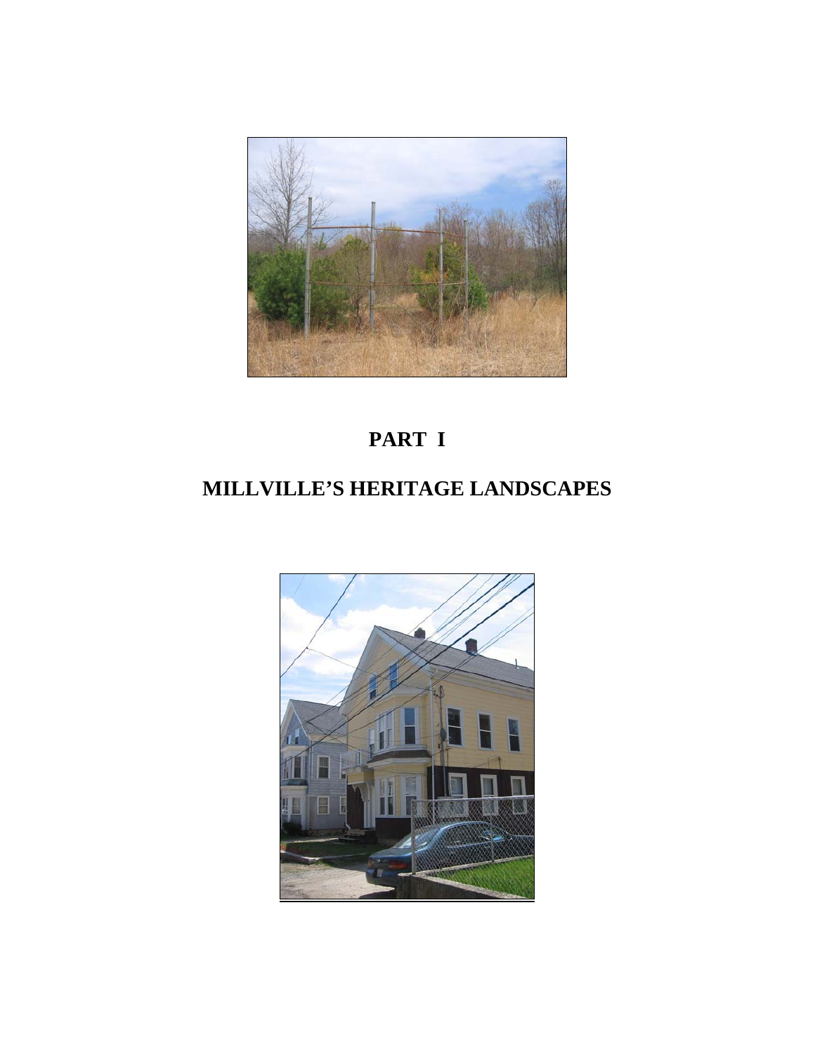# PART I

# MILLVILLE'S HERITAGE LANDSCAPES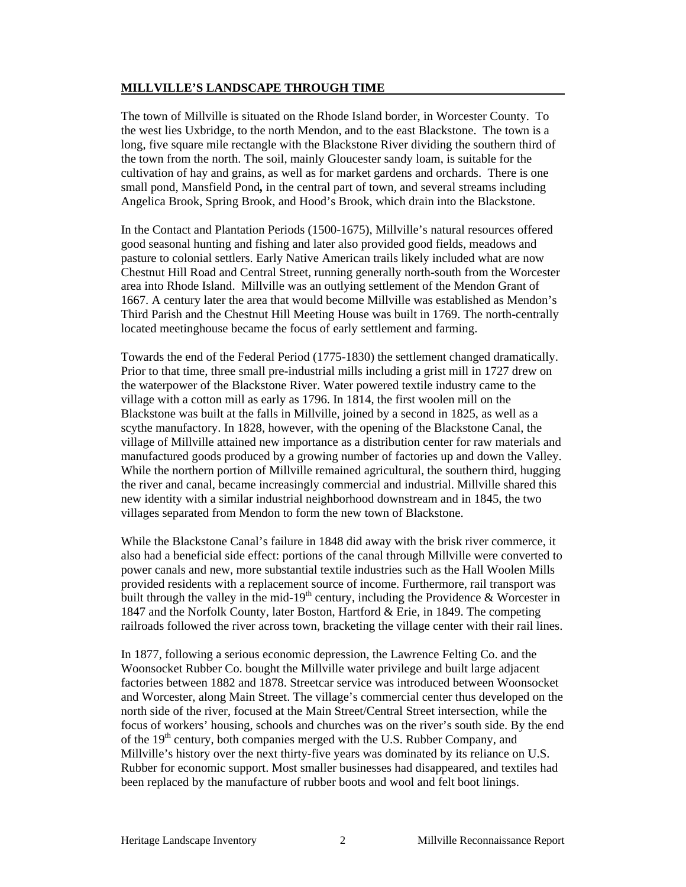## MILLVILLE'S LANDSCAPE THROUGH TIME

The town of Millville is situated on the Rhode Island border, in Worcester County. To the west lies Uxbridge, to the north Mendon, and to the east Blackstone. The town is a long, five square mile rectangle with the Blackstone River dividing the southern third of the town from the north. The soil, mainly Gloucester sandy loam, is suitable for the cultivation of hay and grains, as well as for market gardens and orchards. There is one small pond, Mansfield Pond**,** in the central part of town, and several streams including Angelica Brook, Spring Brook, and Hood's Brook, which drain into the Blackstone.

In the Contact and Plantation Periods (1500-1675), Millville's natural resources offered good seasonal hunting and fishing and later also provided good fields, meadows and pasture to colonial settlers. Early Native American trails likely included what are now Chestnut Hill Road and Central Street, running generally north-south from the Worcester area into Rhode Island. Millville was an outlying settlement of the Mendon Grant of 1667. A century later the area that would become Millville was established as Mendon's Third Parish and the Chestnut Hill Meeting House was built in 1769. The north-centrally located meetinghouse became the focus of early settlement and farming.

Towards the end of the Federal Period (1775-1830) the settlement changed dramatically. Prior to that time, three small pre-industrial mills including a grist mill in 1727 drew on the waterpower of the Blackstone River. Water powered textile industry came to the village with a cotton mill as early as 1796. In 1814, the first woolen mill on the Blackstone was built at the falls in Millville, joined by a second in 1825, as well as a scythe manufactory. In 1828, however, with the opening of the Blackstone Canal, the village of Millville attained new importance as a distribution center for raw materials and manufactured goods produced by a growing number of factories up and down the Valley. While the northern portion of Millville remained agricultural, the southern third, hugging the river and canal, became increasingly commercial and industrial. Millville shared this new identity with a similar industrial neighborhood downstream and in 1845, the two villages separated from Mendon to form the new town of Blackstone.

While the Blackstone Canal's failure in 1848 did away with the brisk river commerce, it also had a beneficial side effect: portions of the canal through Millville were converted to power canals and new, more substantial textile industries such as the Hall Woolen Mills provided residents with a replacement source of income. Furthermore, rail transport was built through the valley in the mid-19th century, including the Providence & Worcester in 1847 and the Norfolk County, later Boston, Hartford & Erie, in 1849. The competing railroads followed the river across town, bracketing the village center with their rail lines.

In 1877, following a serious economic depression, the Lawrence Felting Co. and the Woonsocket Rubber Co. bought the Millville water privilege and built large adjacent factories between 1882 and 1878. Streetcar service was introduced between Woonsocket and Worcester, along Main Street. The village's commercial center thus developed on the north side of the river, focused at the Main Street/Central Street intersection, while the focus of workers' housing, schools and churches was on the river's south side. By the end of the 19th century, both companies merged with the U.S. Rubber Company, and Millville's history over the next thirty-five years was dominated by its reliance on U.S. Rubber for economic support. Most smaller businesses had disappeared, and textiles had been replaced by the manufacture of rubber boots and wool and felt boot linings.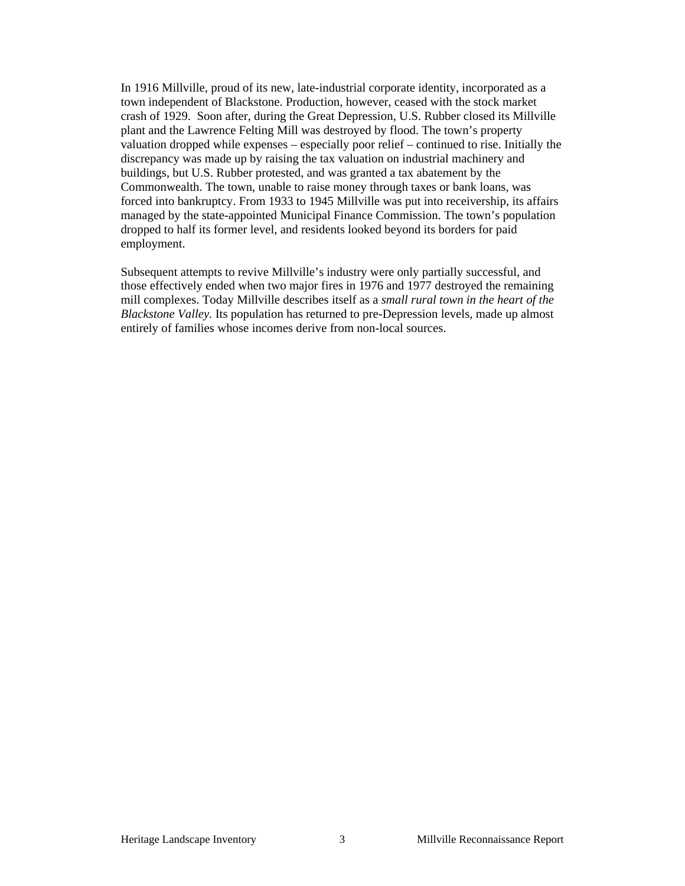In 1916 Millville, proud of its new, late-industrial corporate identity, incorporated as a town independent of Blackstone. Production, however, ceased with the stock market crash of 1929. Soon after, during the Great Depression, U.S. Rubber closed its Millville plant and the Lawrence Felting Mill was destroyed by flood. The town's property valuation dropped while expenses – especially poor relief – continued to rise. Initially the discrepancy was made up by raising the tax valuation on industrial machinery and buildings, but U.S. Rubber protested, and was granted a tax abatement by the Commonwealth. The town, unable to raise money through taxes or bank loans, was forced into bankruptcy. From 1933 to 1945 Millville was put into receivership, its affairs managed by the state-appointed Municipal Finance Commission. The town's population dropped to half its former level, and residents looked beyond its borders for paid employment.

Subsequent attempts to revive Millville's industry were only partially successful, and those effectively ended when two major fires in 1976 and 1977 destroyed the remaining mill complexes. Today Millville describes itself as a *small rural town in the heart of the Blackstone Valley.* Its population has returned to pre-Depression levels, made up almost entirely of families whose incomes derive from non-local sources.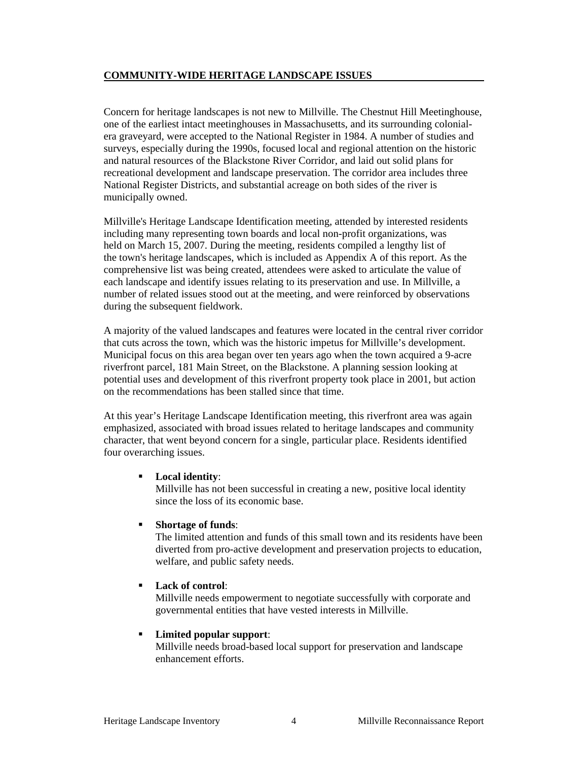## COMMUNITY-WIDE HERITAGE LANDSCAPE ISSUES

Concern for heritage landscapes is not new to Millville. The Chestnut Hill Meetinghouse, one of the earliest intact meetinghouses in Massachusetts, and its surrounding colonial-era graveyard, were accepted to the National Register in 1984. A number of studies and surveys, especially during the 1990s, focused local and regional attention on the historic and natural resources of the Blackstone River Corridor, and laid out solid plans for recreational development and landscape preservation. The corridor area includes three National Register Districts, and substantial acreage on both sides of the river is municipally owned.

Millville's Heritage Landscape Identification meeting, attended by interested residents including many representing town boards and local non-profit organizations, was held on March 15, 2007. During the meeting, residents compiled a lengthy list of the town's heritage landscapes, which is included as Appendix A of this report. As the comprehensive list was being created, attendees were asked to articulate the value of each landscape and identify issues relating to its preservation and use. In Millville, a number of related issues stood out at the meeting, and were reinforced by observations during the subsequent fieldwork.

A majority of the valued landscapes and features were located in the central river corridor that cuts across the town, which was the historic impetus for Millville's development. Municipal focus on this area began over ten years ago when the town acquired a 9-acre riverfront parcel, 181 Main Street, on the Blackstone. A planning session looking at potential uses and development of this riverfront property took place in 2001, but action on the recommendations has been stalled since that time.

At this year's Heritage Landscape Identification meeting, this riverfront area was again emphasized, associated with broad issues related to heritage landscapes and community character, that went beyond concern for a single, particular place. Residents identified four overarching issues.

- **Local identity**:
  Millville has not been successful in creating a new, positive local identity since the loss of its economic base.

- **Shortage of funds**:
  The limited attention and funds of this small town and its residents have been diverted from pro-active development and preservation projects to education, welfare, and public safety needs.

- **Lack of control**:
  Millville needs empowerment to negotiate successfully with corporate and governmental entities that have vested interests in Millville.

- **Limited popular support**:
  Millville needs broad-based local support for preservation and landscape enhancement efforts.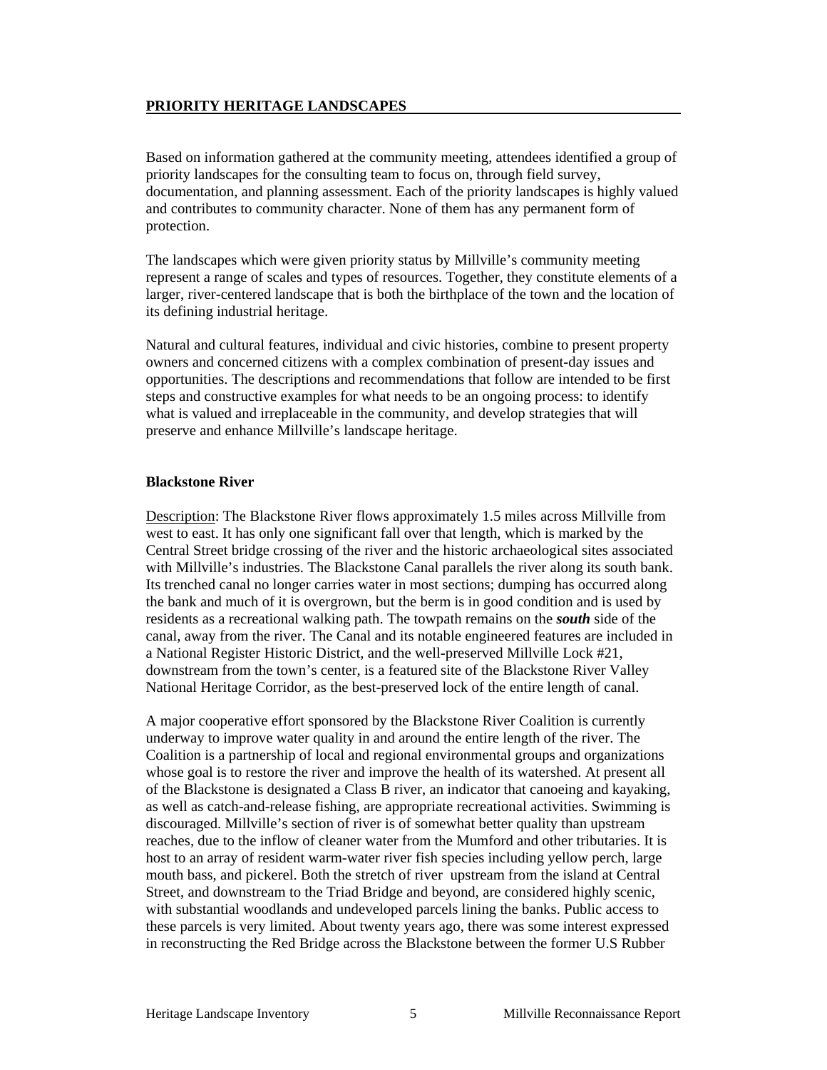## PRIORITY HERITAGE LANDSCAPES

Based on information gathered at the community meeting, attendees identified a group of priority landscapes for the consulting team to focus on, through field survey, documentation, and planning assessment. Each of the priority landscapes is highly valued and contributes to community character. None of them has any permanent form of protection.

The landscapes which were given priority status by Millville's community meeting represent a range of scales and types of resources. Together, they constitute elements of a larger, river-centered landscape that is both the birthplace of the town and the location of its defining industrial heritage.

Natural and cultural features, individual and civic histories, combine to present property owners and concerned citizens with a complex combination of present-day issues and opportunities. The descriptions and recommendations that follow are intended to be first steps and constructive examples for what needs to be an ongoing process: to identify what is valued and irreplaceable in the community, and develop strategies that will preserve and enhance Millville's landscape heritage.

### Blackstone River

Description: The Blackstone River flows approximately 1.5 miles across Millville from west to east. It has only one significant fall over that length, which is marked by the Central Street bridge crossing of the river and the historic archaeological sites associated with Millville's industries. The Blackstone Canal parallels the river along its south bank. Its trenched canal no longer carries water in most sections; dumping has occurred along the bank and much of it is overgrown, but the berm is in good condition and is used by residents as a recreational walking path. The towpath remains on the ***south*** side of the canal, away from the river. The Canal and its notable engineered features are included in a National Register Historic District, and the well-preserved Millville Lock #21, downstream from the town's center, is a featured site of the Blackstone River Valley National Heritage Corridor, as the best-preserved lock of the entire length of canal.

A major cooperative effort sponsored by the Blackstone River Coalition is currently underway to improve water quality in and around the entire length of the river. The Coalition is a partnership of local and regional environmental groups and organizations whose goal is to restore the river and improve the health of its watershed. At present all of the Blackstone is designated a Class B river, an indicator that canoeing and kayaking, as well as catch-and-release fishing, are appropriate recreational activities. Swimming is discouraged. Millville's section of river is of somewhat better quality than upstream reaches, due to the inflow of cleaner water from the Mumford and other tributaries. It is host to an array of resident warm-water river fish species including yellow perch, large mouth bass, and pickerel. Both the stretch of river upstream from the island at Central Street, and downstream to the Triad Bridge and beyond, are considered highly scenic, with substantial woodlands and undeveloped parcels lining the banks. Public access to these parcels is very limited. About twenty years ago, there was some interest expressed in reconstructing the Red Bridge across the Blackstone between the former U.S Rubber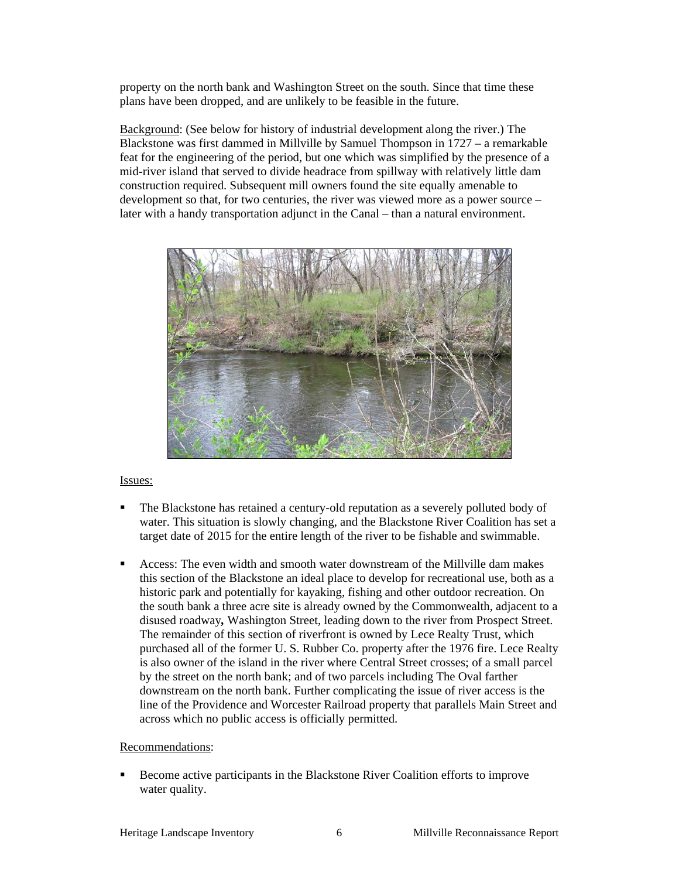property on the north bank and Washington Street on the south. Since that time these plans have been dropped, and are unlikely to be feasible in the future.

Background: (See below for history of industrial development along the river.) The Blackstone was first dammed in Millville by Samuel Thompson in 1727 – a remarkable feat for the engineering of the period, but one which was simplified by the presence of a mid-river island that served to divide headrace from spillway with relatively little dam construction required. Subsequent mill owners found the site equally amenable to development so that, for two centuries, the river was viewed more as a power source – later with a handy transportation adjunct in the Canal – than a natural environment.

Issues:

- The Blackstone has retained a century-old reputation as a severely polluted body of water. This situation is slowly changing, and the Blackstone River Coalition has set a target date of 2015 for the entire length of the river to be fishable and swimmable.
- Access: The even width and smooth water downstream of the Millville dam makes this section of the Blackstone an ideal place to develop for recreational use, both as a historic park and potentially for kayaking, fishing and other outdoor recreation. On the south bank a three acre site is already owned by the Commonwealth, adjacent to a disused roadway**,** Washington Street, leading down to the river from Prospect Street. The remainder of this section of riverfront is owned by Lece Realty Trust, which purchased all of the former U. S. Rubber Co. property after the 1976 fire. Lece Realty is also owner of the island in the river where Central Street crosses; of a small parcel by the street on the north bank; and of two parcels including The Oval farther downstream on the north bank. Further complicating the issue of river access is the line of the Providence and Worcester Railroad property that parallels Main Street and across which no public access is officially permitted.

Recommendations:

- Become active participants in the Blackstone River Coalition efforts to improve water quality.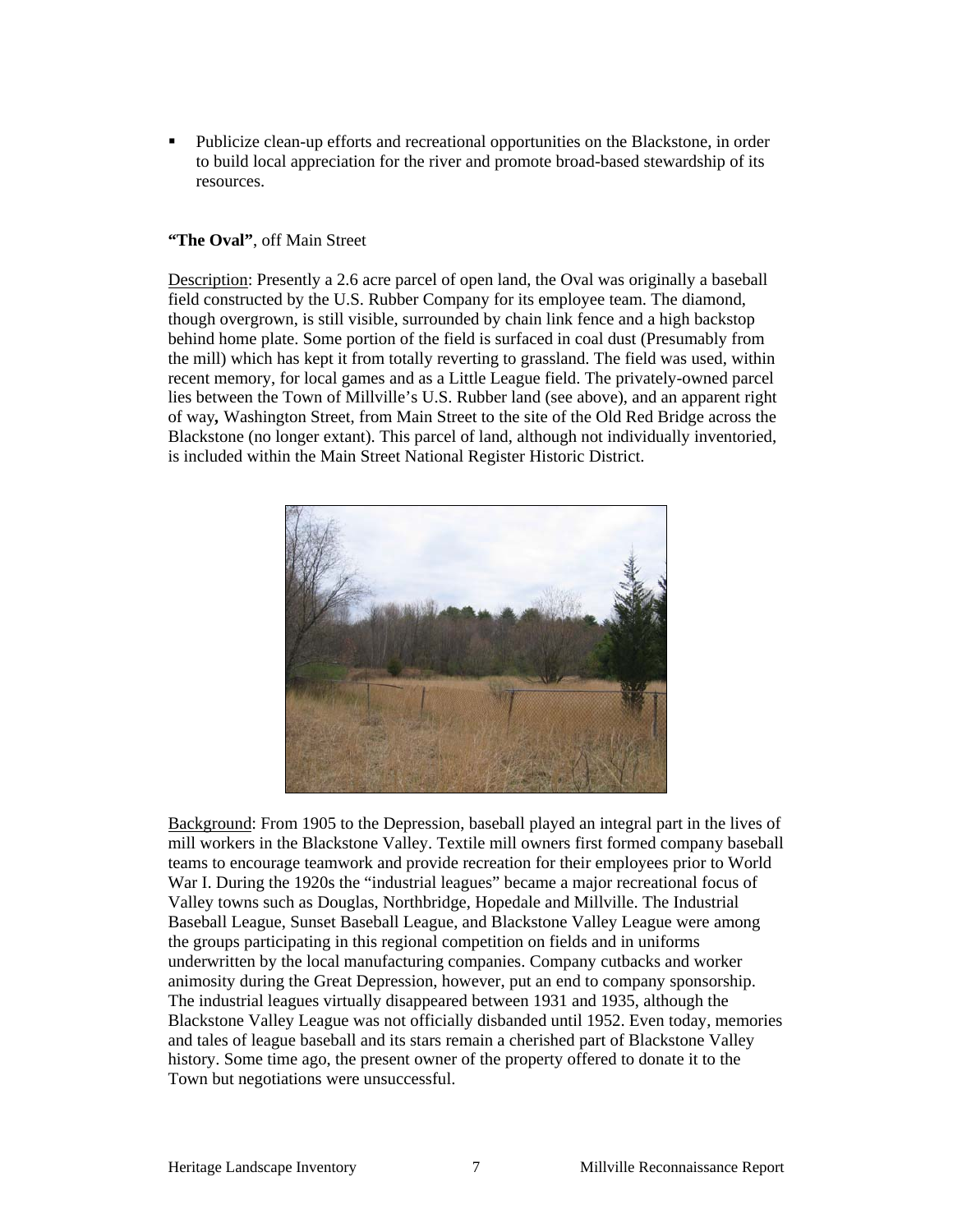- Publicize clean-up efforts and recreational opportunities on the Blackstone, in order to build local appreciation for the river and promote broad-based stewardship of its resources.

**"The Oval"**, off Main Street

Description: Presently a 2.6 acre parcel of open land, the Oval was originally a baseball field constructed by the U.S. Rubber Company for its employee team. The diamond, though overgrown, is still visible, surrounded by chain link fence and a high backstop behind home plate. Some portion of the field is surfaced in coal dust (Presumably from the mill) which has kept it from totally reverting to grassland. The field was used, within recent memory, for local games and as a Little League field. The privately-owned parcel lies between the Town of Millville's U.S. Rubber land (see above), and an apparent right of way**,** Washington Street, from Main Street to the site of the Old Red Bridge across the Blackstone (no longer extant). This parcel of land, although not individually inventoried, is included within the Main Street National Register Historic District.

Background: From 1905 to the Depression, baseball played an integral part in the lives of mill workers in the Blackstone Valley. Textile mill owners first formed company baseball teams to encourage teamwork and provide recreation for their employees prior to World War I. During the 1920s the "industrial leagues" became a major recreational focus of Valley towns such as Douglas, Northbridge, Hopedale and Millville. The Industrial Baseball League, Sunset Baseball League, and Blackstone Valley League were among the groups participating in this regional competition on fields and in uniforms underwritten by the local manufacturing companies. Company cutbacks and worker animosity during the Great Depression, however, put an end to company sponsorship. The industrial leagues virtually disappeared between 1931 and 1935, although the Blackstone Valley League was not officially disbanded until 1952. Even today, memories and tales of league baseball and its stars remain a cherished part of Blackstone Valley history. Some time ago, the present owner of the property offered to donate it to the Town but negotiations were unsuccessful.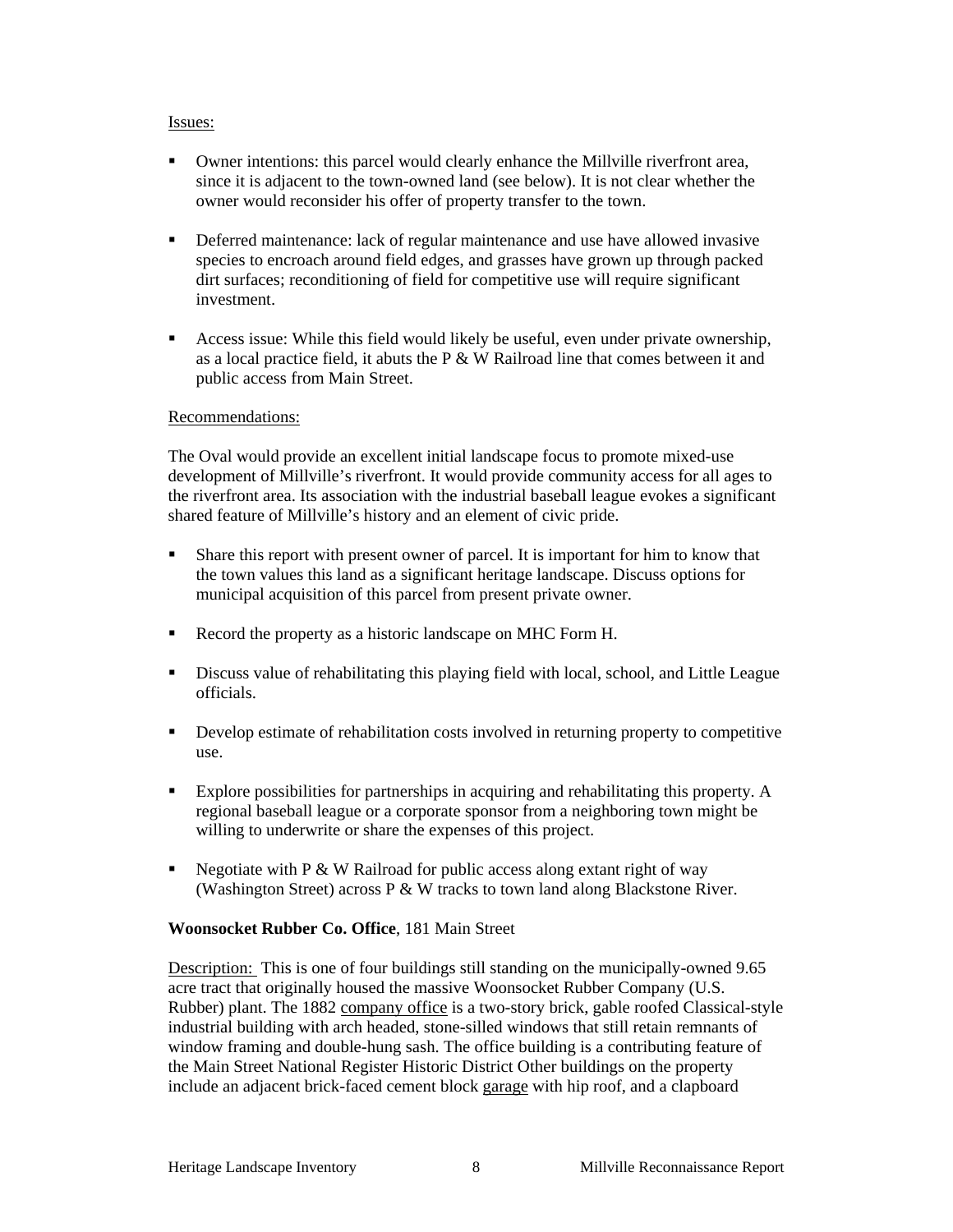Issues:

- Owner intentions: this parcel would clearly enhance the Millville riverfront area, since it is adjacent to the town-owned land (see below). It is not clear whether the owner would reconsider his offer of property transfer to the town.

- Deferred maintenance: lack of regular maintenance and use have allowed invasive species to encroach around field edges, and grasses have grown up through packed dirt surfaces; reconditioning of field for competitive use will require significant investment.

- Access issue: While this field would likely be useful, even under private ownership, as a local practice field, it abuts the P & W Railroad line that comes between it and public access from Main Street.

Recommendations:

The Oval would provide an excellent initial landscape focus to promote mixed-use development of Millville's riverfront. It would provide community access for all ages to the riverfront area. Its association with the industrial baseball league evokes a significant shared feature of Millville's history and an element of civic pride.

- Share this report with present owner of parcel. It is important for him to know that the town values this land as a significant heritage landscape. Discuss options for municipal acquisition of this parcel from present private owner.

- Record the property as a historic landscape on MHC Form H.

- Discuss value of rehabilitating this playing field with local, school, and Little League officials.

- Develop estimate of rehabilitation costs involved in returning property to competitive use.

- Explore possibilities for partnerships in acquiring and rehabilitating this property. A regional baseball league or a corporate sponsor from a neighboring town might be willing to underwrite or share the expenses of this project.

- Negotiate with P & W Railroad for public access along extant right of way (Washington Street) across P & W tracks to town land along Blackstone River.

**Woonsocket Rubber Co. Office**, 181 Main Street

Description: This is one of four buildings still standing on the municipally-owned 9.65 acre tract that originally housed the massive Woonsocket Rubber Company (U.S. Rubber) plant. The 1882 company office is a two-story brick, gable roofed Classical-style industrial building with arch headed, stone-silled windows that still retain remnants of window framing and double-hung sash. The office building is a contributing feature of the Main Street National Register Historic District Other buildings on the property include an adjacent brick-faced cement block garage with hip roof, and a clapboard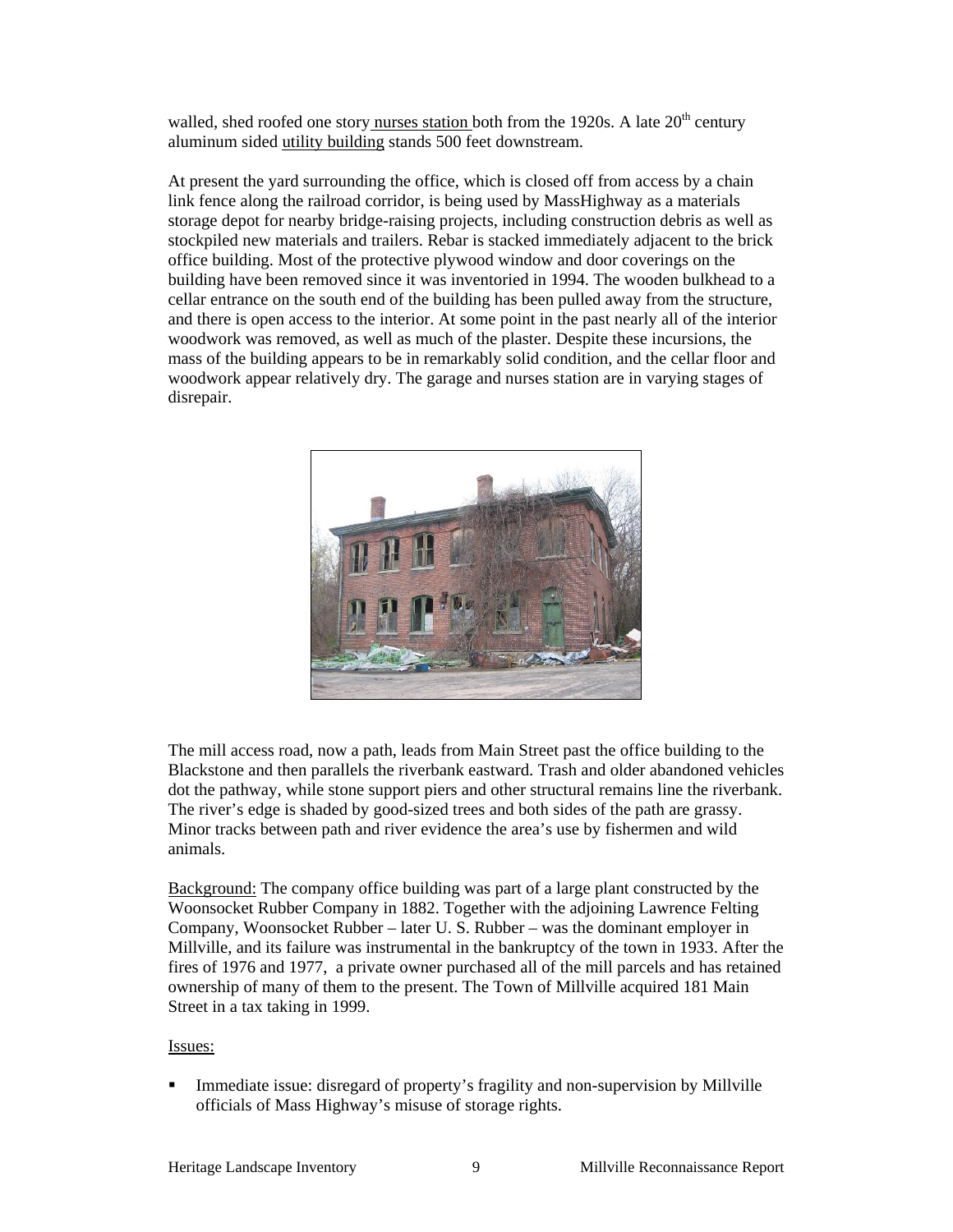walled, shed roofed one story <u>nurses station</u> both from the 1920s. A late 20th century aluminum sided <u>utility building</u> stands 500 feet downstream.

At present the yard surrounding the office, which is closed off from access by a chain link fence along the railroad corridor, is being used by MassHighway as a materials storage depot for nearby bridge-raising projects, including construction debris as well as stockpiled new materials and trailers. Rebar is stacked immediately adjacent to the brick office building. Most of the protective plywood window and door coverings on the building have been removed since it was inventoried in 1994. The wooden bulkhead to a cellar entrance on the south end of the building has been pulled away from the structure, and there is open access to the interior. At some point in the past nearly all of the interior woodwork was removed, as well as much of the plaster. Despite these incursions, the mass of the building appears to be in remarkably solid condition, and the cellar floor and woodwork appear relatively dry. The garage and nurses station are in varying stages of disrepair.

The mill access road, now a path, leads from Main Street past the office building to the Blackstone and then parallels the riverbank eastward. Trash and older abandoned vehicles dot the pathway, while stone support piers and other structural remains line the riverbank. The river's edge is shaded by good-sized trees and both sides of the path are grassy. Minor tracks between path and river evidence the area's use by fishermen and wild animals.

<u>Background:</u> The company office building was part of a large plant constructed by the Woonsocket Rubber Company in 1882. Together with the adjoining Lawrence Felting Company, Woonsocket Rubber – later U. S. Rubber – was the dominant employer in Millville, and its failure was instrumental in the bankruptcy of the town in 1933. After the fires of 1976 and 1977, a private owner purchased all of the mill parcels and has retained ownership of many of them to the present. The Town of Millville acquired 181 Main Street in a tax taking in 1999.

<u>Issues:</u>

- Immediate issue: disregard of property's fragility and non-supervision by Millville officials of Mass Highway's misuse of storage rights.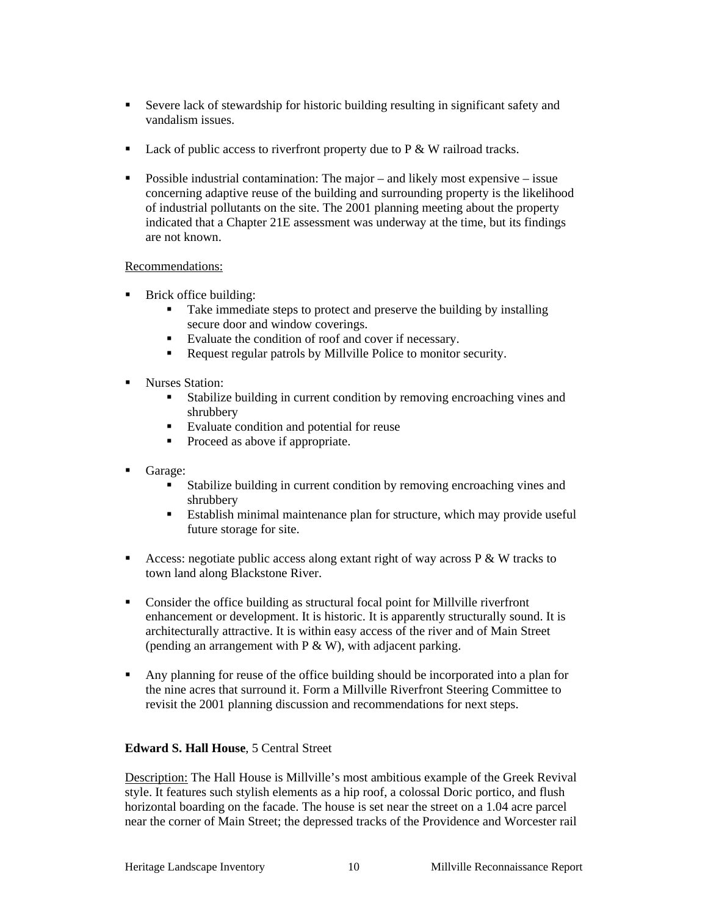- Severe lack of stewardship for historic building resulting in significant safety and vandalism issues.

- Lack of public access to riverfront property due to P & W railroad tracks.

- Possible industrial contamination: The major – and likely most expensive – issue concerning adaptive reuse of the building and surrounding property is the likelihood of industrial pollutants on the site. The 2001 planning meeting about the property indicated that a Chapter 21E assessment was underway at the time, but its findings are not known.

Recommendations:

- Brick office building:
  - Take immediate steps to protect and preserve the building by installing secure door and window coverings.
  - Evaluate the condition of roof and cover if necessary.
  - Request regular patrols by Millville Police to monitor security.

- Nurses Station:
  - Stabilize building in current condition by removing encroaching vines and shrubbery
  - Evaluate condition and potential for reuse
  - Proceed as above if appropriate.

- Garage:
  - Stabilize building in current condition by removing encroaching vines and shrubbery
  - Establish minimal maintenance plan for structure, which may provide useful future storage for site.

- Access: negotiate public access along extant right of way across P & W tracks to town land along Blackstone River.

- Consider the office building as structural focal point for Millville riverfront enhancement or development. It is historic. It is apparently structurally sound. It is architecturally attractive. It is within easy access of the river and of Main Street (pending an arrangement with P & W), with adjacent parking.

- Any planning for reuse of the office building should be incorporated into a plan for the nine acres that surround it. Form a Millville Riverfront Steering Committee to revisit the 2001 planning discussion and recommendations for next steps.

**Edward S. Hall House**, 5 Central Street

Description: The Hall House is Millville's most ambitious example of the Greek Revival style. It features such stylish elements as a hip roof, a colossal Doric portico, and flush horizontal boarding on the facade. The house is set near the street on a 1.04 acre parcel near the corner of Main Street; the depressed tracks of the Providence and Worcester rail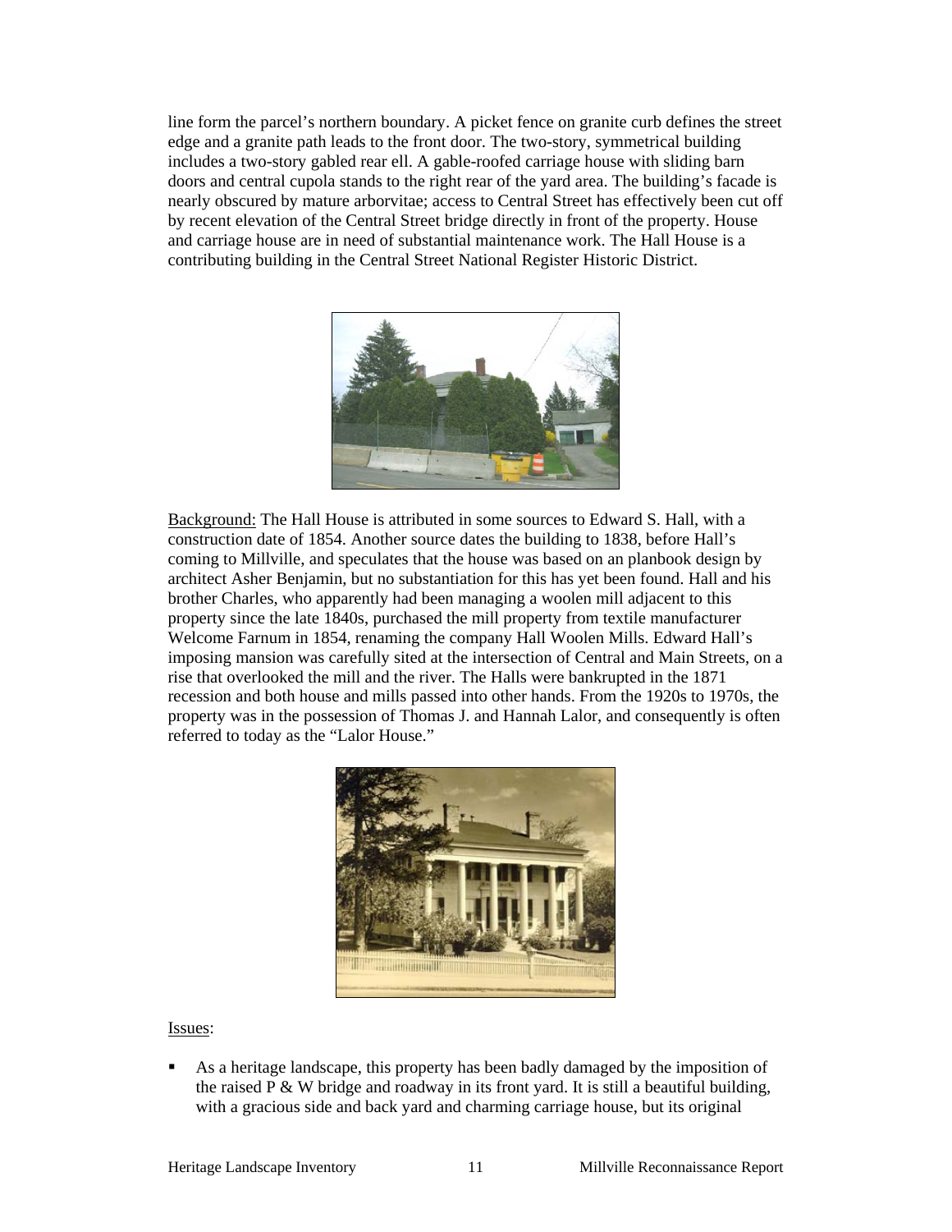line form the parcel's northern boundary. A picket fence on granite curb defines the street edge and a granite path leads to the front door. The two-story, symmetrical building includes a two-story gabled rear ell. A gable-roofed carriage house with sliding barn doors and central cupola stands to the right rear of the yard area. The building's facade is nearly obscured by mature arborvitae; access to Central Street has effectively been cut off by recent elevation of the Central Street bridge directly in front of the property. House and carriage house are in need of substantial maintenance work. The Hall House is a contributing building in the Central Street National Register Historic District.

Background: The Hall House is attributed in some sources to Edward S. Hall, with a construction date of 1854. Another source dates the building to 1838, before Hall's coming to Millville, and speculates that the house was based on an planbook design by architect Asher Benjamin, but no substantiation for this has yet been found. Hall and his brother Charles, who apparently had been managing a woolen mill adjacent to this property since the late 1840s, purchased the mill property from textile manufacturer Welcome Farnum in 1854, renaming the company Hall Woolen Mills. Edward Hall's imposing mansion was carefully sited at the intersection of Central and Main Streets, on a rise that overlooked the mill and the river. The Halls were bankrupted in the 1871 recession and both house and mills passed into other hands. From the 1920s to 1970s, the property was in the possession of Thomas J. and Hannah Lalor, and consequently is often referred to today as the "Lalor House."

Issues:

- As a heritage landscape, this property has been badly damaged by the imposition of the raised P & W bridge and roadway in its front yard. It is still a beautiful building, with a gracious side and back yard and charming carriage house, but its original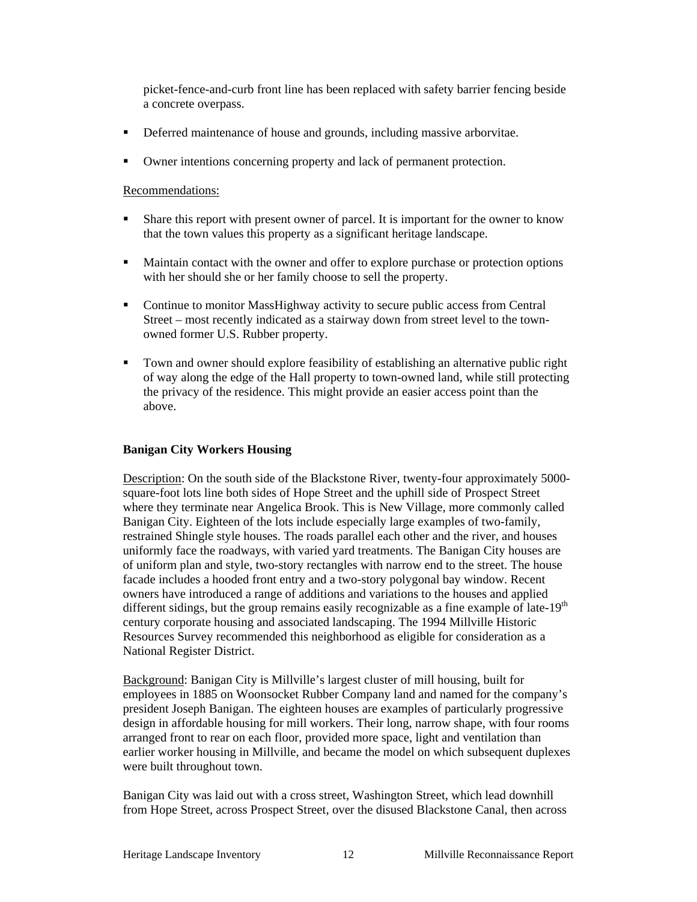picket-fence-and-curb front line has been replaced with safety barrier fencing beside a concrete overpass.

- Deferred maintenance of house and grounds, including massive arborvitae.
- Owner intentions concerning property and lack of permanent protection.

Recommendations:

- Share this report with present owner of parcel. It is important for the owner to know that the town values this property as a significant heritage landscape.
- Maintain contact with the owner and offer to explore purchase or protection options with her should she or her family choose to sell the property.
- Continue to monitor MassHighway activity to secure public access from Central Street – most recently indicated as a stairway down from street level to the town-owned former U.S. Rubber property.
- Town and owner should explore feasibility of establishing an alternative public right of way along the edge of the Hall property to town-owned land, while still protecting the privacy of the residence. This might provide an easier access point than the above.

**Banigan City Workers Housing**

Description: On the south side of the Blackstone River, twenty-four approximately 5000-square-foot lots line both sides of Hope Street and the uphill side of Prospect Street where they terminate near Angelica Brook. This is New Village, more commonly called Banigan City. Eighteen of the lots include especially large examples of two-family, restrained Shingle style houses. The roads parallel each other and the river, and houses uniformly face the roadways, with varied yard treatments. The Banigan City houses are of uniform plan and style, two-story rectangles with narrow end to the street. The house facade includes a hooded front entry and a two-story polygonal bay window. Recent owners have introduced a range of additions and variations to the houses and applied different sidings, but the group remains easily recognizable as a fine example of late-19th century corporate housing and associated landscaping. The 1994 Millville Historic Resources Survey recommended this neighborhood as eligible for consideration as a National Register District.

Background: Banigan City is Millville's largest cluster of mill housing, built for employees in 1885 on Woonsocket Rubber Company land and named for the company's president Joseph Banigan. The eighteen houses are examples of particularly progressive design in affordable housing for mill workers. Their long, narrow shape, with four rooms arranged front to rear on each floor, provided more space, light and ventilation than earlier worker housing in Millville, and became the model on which subsequent duplexes were built throughout town.

Banigan City was laid out with a cross street, Washington Street, which lead downhill from Hope Street, across Prospect Street, over the disused Blackstone Canal, then across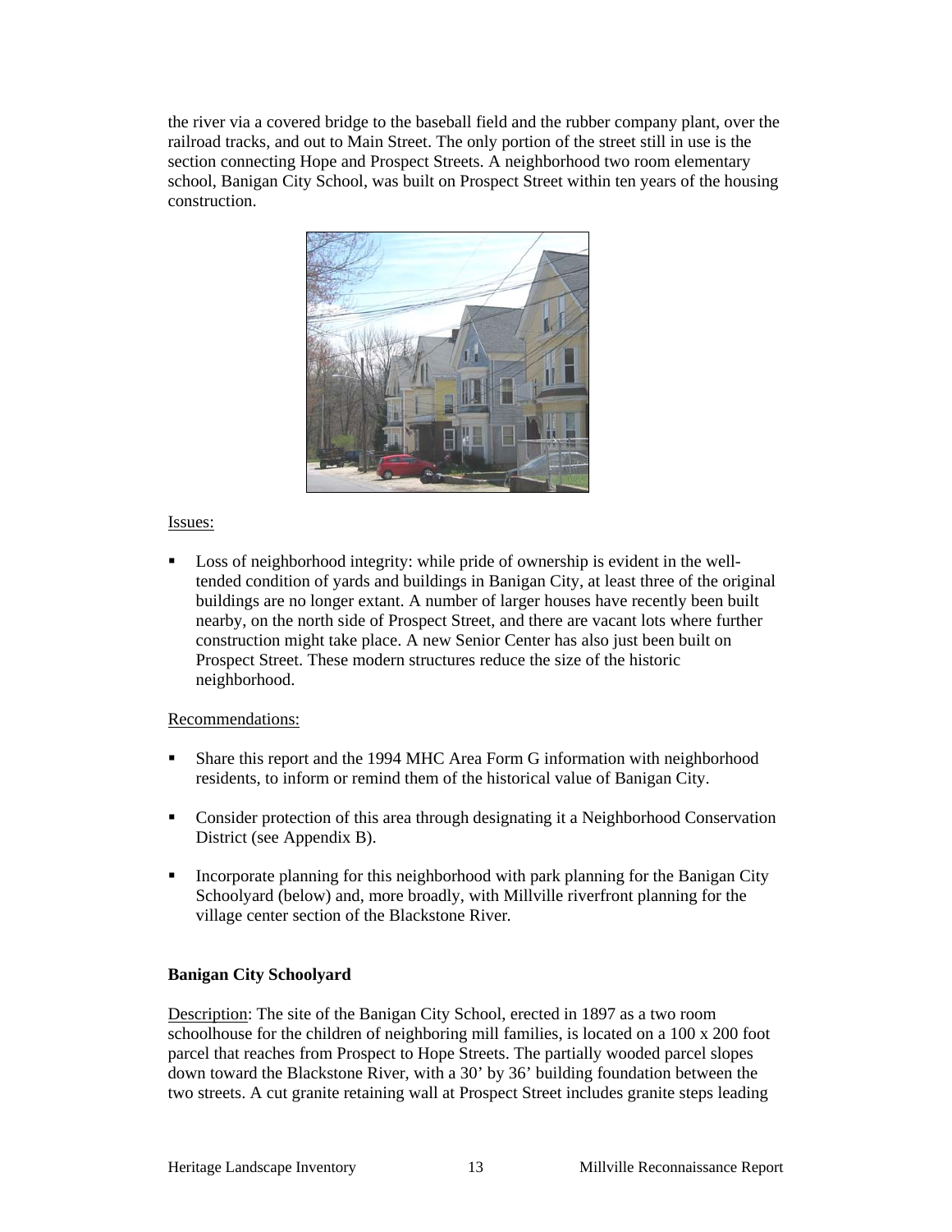the river via a covered bridge to the baseball field and the rubber company plant, over the railroad tracks, and out to Main Street. The only portion of the street still in use is the section connecting Hope and Prospect Streets. A neighborhood two room elementary school, Banigan City School, was built on Prospect Street within ten years of the housing construction.

Issues:

- Loss of neighborhood integrity: while pride of ownership is evident in the well-tended condition of yards and buildings in Banigan City, at least three of the original buildings are no longer extant. A number of larger houses have recently been built nearby, on the north side of Prospect Street, and there are vacant lots where further construction might take place. A new Senior Center has also just been built on Prospect Street. These modern structures reduce the size of the historic neighborhood.

Recommendations:

- Share this report and the 1994 MHC Area Form G information with neighborhood residents, to inform or remind them of the historical value of Banigan City.
- Consider protection of this area through designating it a Neighborhood Conservation District (see Appendix B).
- Incorporate planning for this neighborhood with park planning for the Banigan City Schoolyard (below) and, more broadly, with Millville riverfront planning for the village center section of the Blackstone River.

**Banigan City Schoolyard**

Description: The site of the Banigan City School, erected in 1897 as a two room schoolhouse for the children of neighboring mill families, is located on a 100 x 200 foot parcel that reaches from Prospect to Hope Streets. The partially wooded parcel slopes down toward the Blackstone River, with a 30' by 36' building foundation between the two streets. A cut granite retaining wall at Prospect Street includes granite steps leading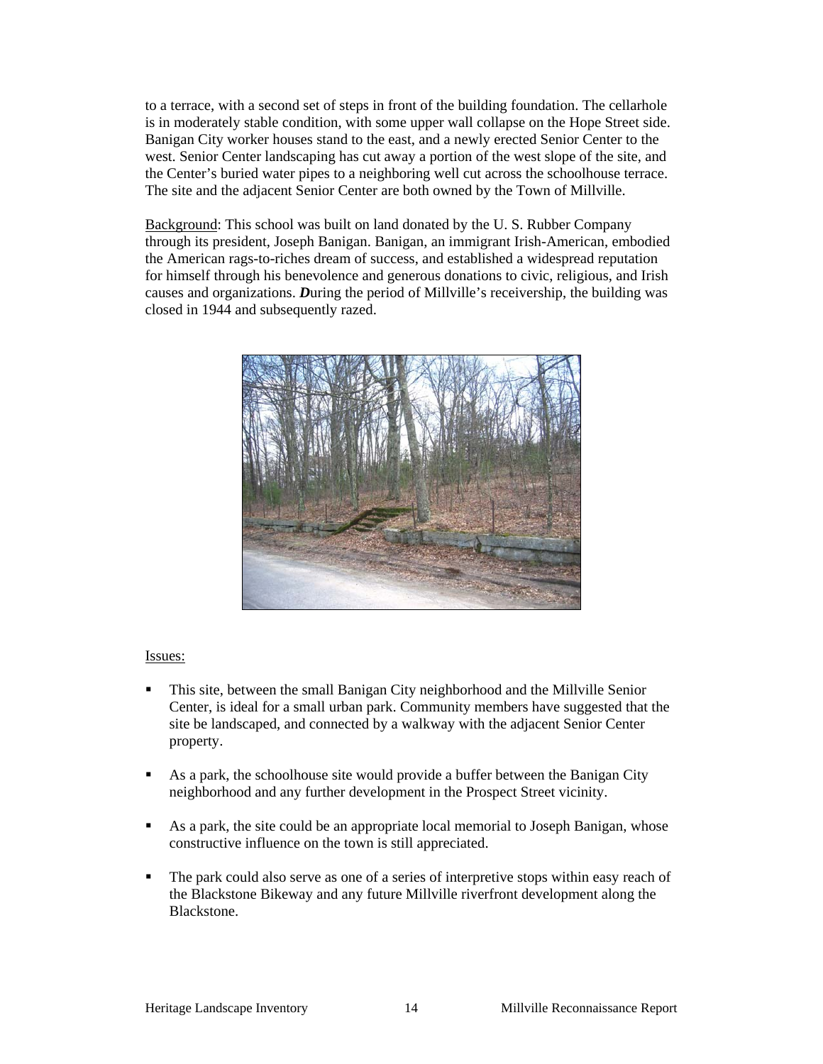to a terrace, with a second set of steps in front of the building foundation. The cellarhole is in moderately stable condition, with some upper wall collapse on the Hope Street side. Banigan City worker houses stand to the east, and a newly erected Senior Center to the west. Senior Center landscaping has cut away a portion of the west slope of the site, and the Center's buried water pipes to a neighboring well cut across the schoolhouse terrace. The site and the adjacent Senior Center are both owned by the Town of Millville.

Background: This school was built on land donated by the U. S. Rubber Company through its president, Joseph Banigan. Banigan, an immigrant Irish-American, embodied the American rags-to-riches dream of success, and established a widespread reputation for himself through his benevolence and generous donations to civic, religious, and Irish causes and organizations. ***D***uring the period of Millville's receivership, the building was closed in 1944 and subsequently razed.

Issues:

- This site, between the small Banigan City neighborhood and the Millville Senior Center, is ideal for a small urban park. Community members have suggested that the site be landscaped, and connected by a walkway with the adjacent Senior Center property.
- As a park, the schoolhouse site would provide a buffer between the Banigan City neighborhood and any further development in the Prospect Street vicinity.
- As a park, the site could be an appropriate local memorial to Joseph Banigan, whose constructive influence on the town is still appreciated.
- The park could also serve as one of a series of interpretive stops within easy reach of the Blackstone Bikeway and any future Millville riverfront development along the Blackstone.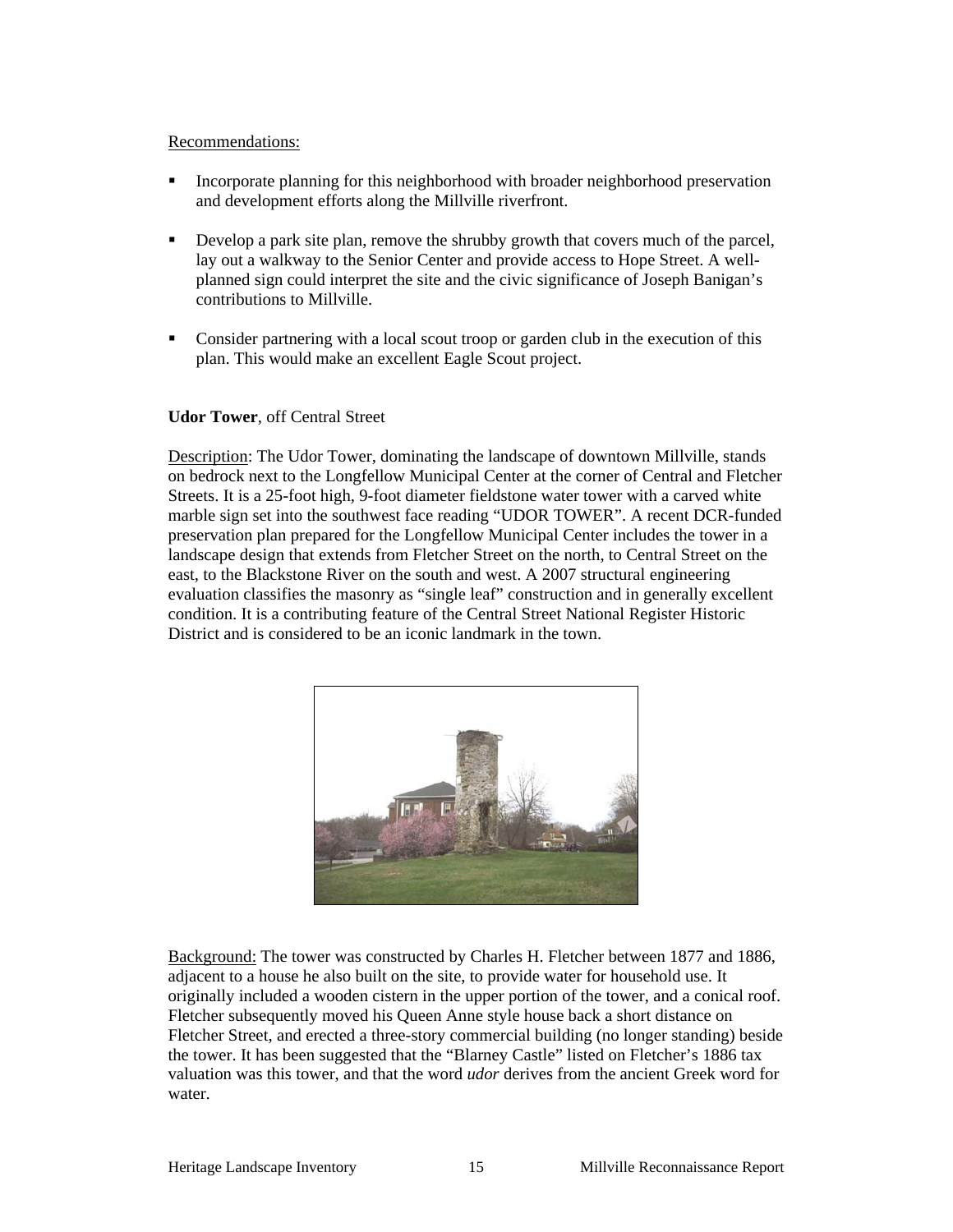Recommendations:

- Incorporate planning for this neighborhood with broader neighborhood preservation and development efforts along the Millville riverfront.

- Develop a park site plan, remove the shrubby growth that covers much of the parcel, lay out a walkway to the Senior Center and provide access to Hope Street. A well-planned sign could interpret the site and the civic significance of Joseph Banigan's contributions to Millville.

- Consider partnering with a local scout troop or garden club in the execution of this plan. This would make an excellent Eagle Scout project.

**Udor Tower**, off Central Street

Description: The Udor Tower, dominating the landscape of downtown Millville, stands on bedrock next to the Longfellow Municipal Center at the corner of Central and Fletcher Streets. It is a 25-foot high, 9-foot diameter fieldstone water tower with a carved white marble sign set into the southwest face reading "UDOR TOWER". A recent DCR-funded preservation plan prepared for the Longfellow Municipal Center includes the tower in a landscape design that extends from Fletcher Street on the north, to Central Street on the east, to the Blackstone River on the south and west. A 2007 structural engineering evaluation classifies the masonry as "single leaf" construction and in generally excellent condition. It is a contributing feature of the Central Street National Register Historic District and is considered to be an iconic landmark in the town.

Background: The tower was constructed by Charles H. Fletcher between 1877 and 1886, adjacent to a house he also built on the site, to provide water for household use. It originally included a wooden cistern in the upper portion of the tower, and a conical roof. Fletcher subsequently moved his Queen Anne style house back a short distance on Fletcher Street, and erected a three-story commercial building (no longer standing) beside the tower. It has been suggested that the "Blarney Castle" listed on Fletcher's 1886 tax valuation was this tower, and that the word *udor* derives from the ancient Greek word for water.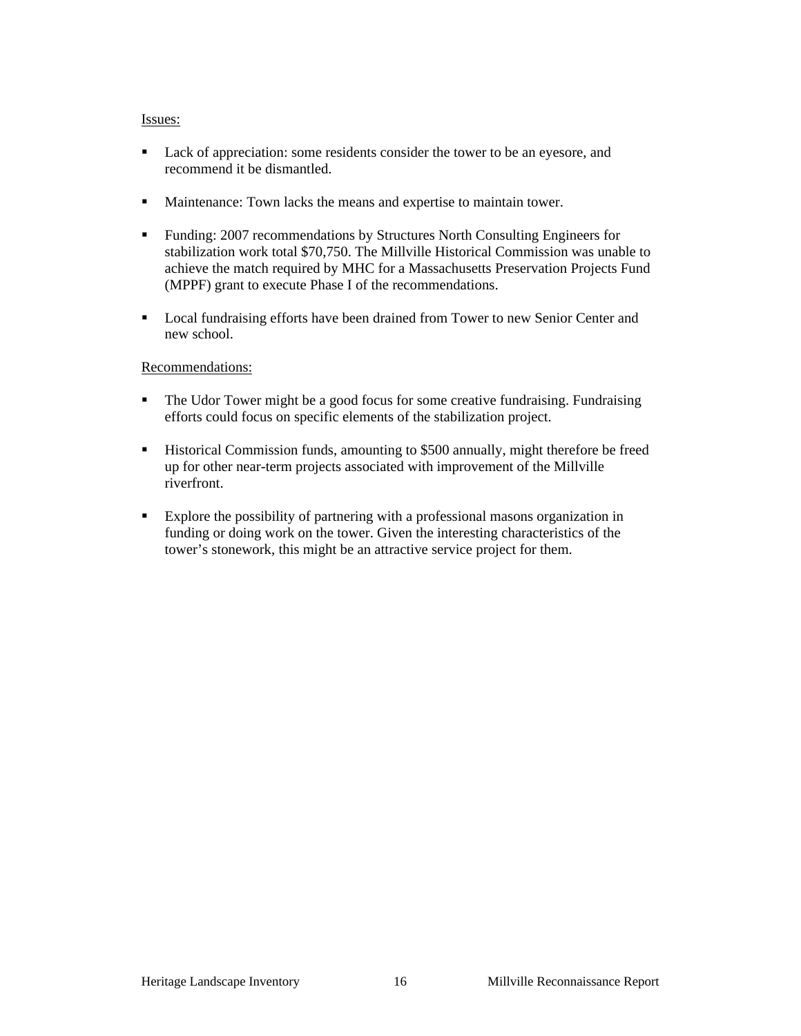Issues:

- Lack of appreciation: some residents consider the tower to be an eyesore, and recommend it be dismantled.
- Maintenance: Town lacks the means and expertise to maintain tower.
- Funding: 2007 recommendations by Structures North Consulting Engineers for stabilization work total $70,750. The Millville Historical Commission was unable to achieve the match required by MHC for a Massachusetts Preservation Projects Fund (MPPF) grant to execute Phase I of the recommendations.
- Local fundraising efforts have been drained from Tower to new Senior Center and new school.

Recommendations:

- The Udor Tower might be a good focus for some creative fundraising. Fundraising efforts could focus on specific elements of the stabilization project.
- Historical Commission funds, amounting to $500 annually, might therefore be freed up for other near-term projects associated with improvement of the Millville riverfront.
- Explore the possibility of partnering with a professional masons organization in funding or doing work on the tower. Given the interesting characteristics of the tower's stonework, this might be an attractive service project for them.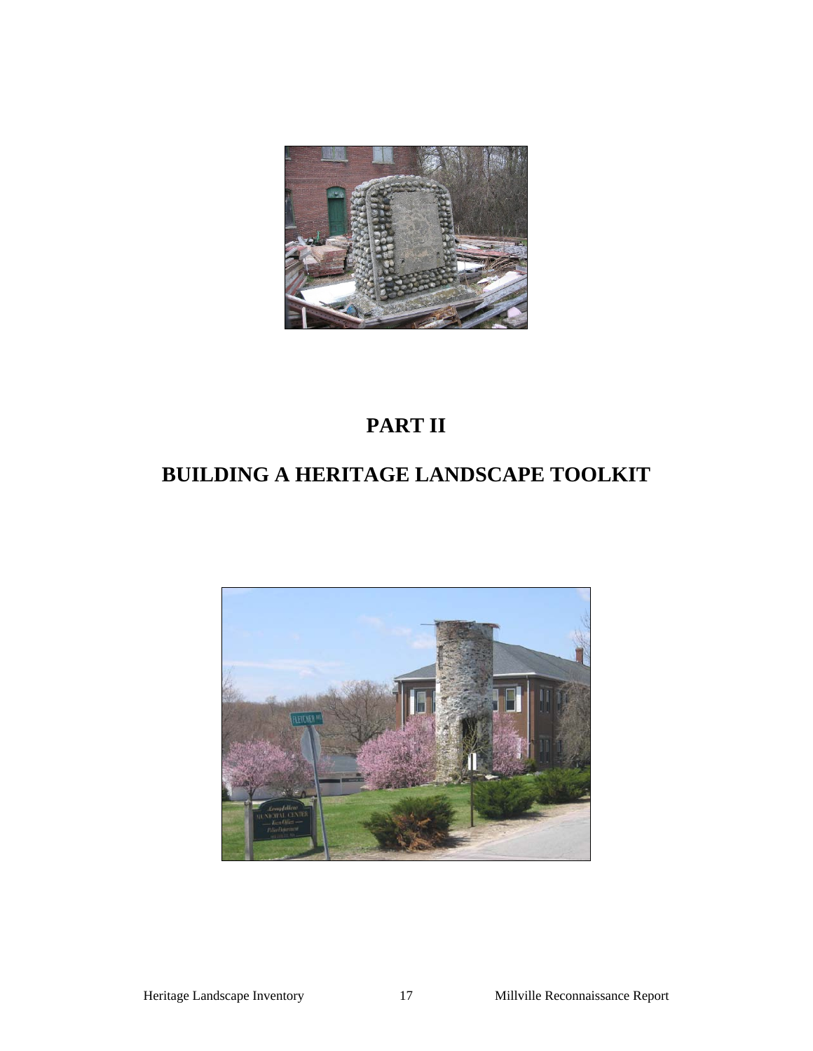# PART II

# BUILDING A HERITAGE LANDSCAPE TOOLKIT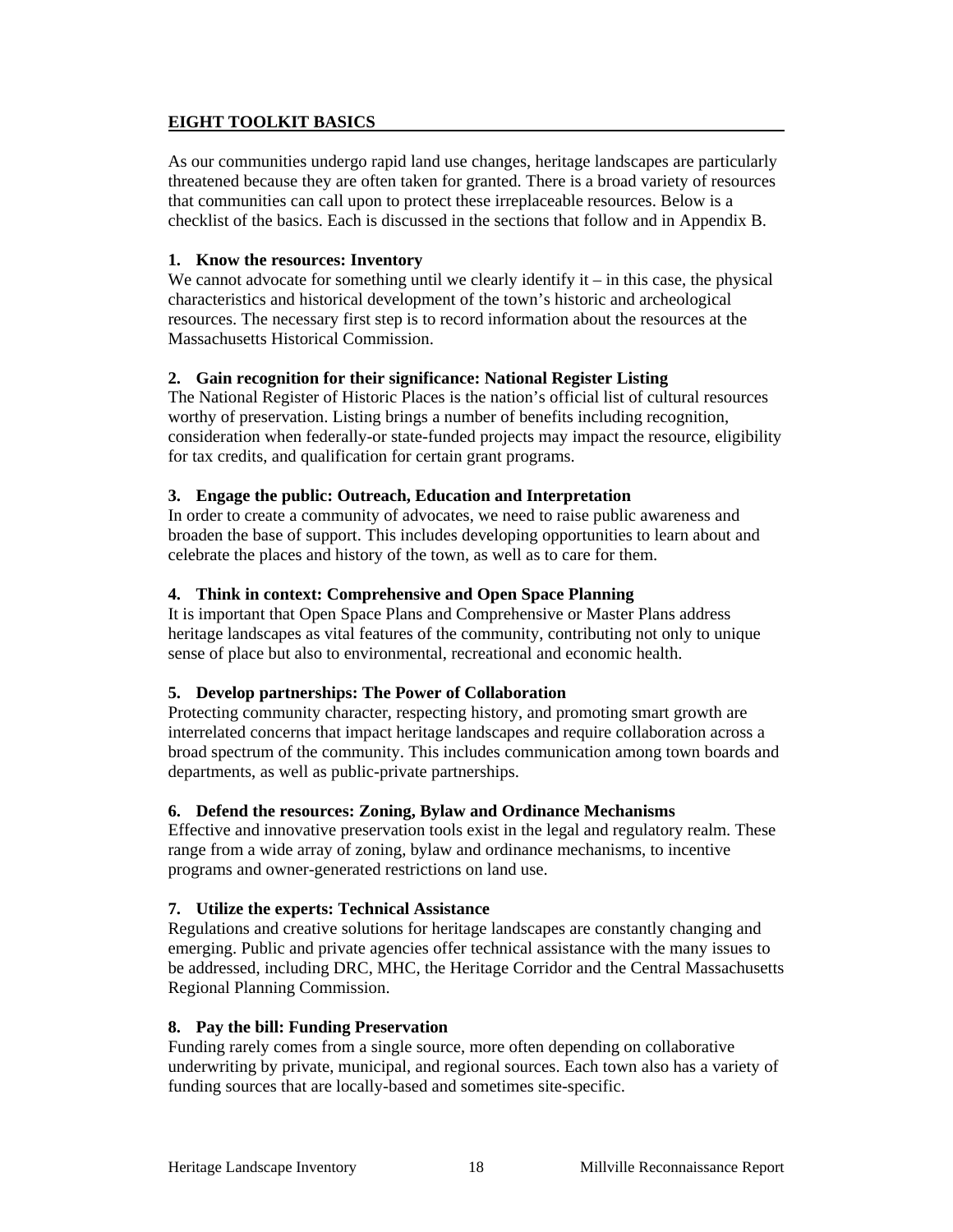## EIGHT TOOLKIT BASICS

As our communities undergo rapid land use changes, heritage landscapes are particularly threatened because they are often taken for granted. There is a broad variety of resources that communities can call upon to protect these irreplaceable resources. Below is a checklist of the basics. Each is discussed in the sections that follow and in Appendix B.

### 1. Know the resources: Inventory

We cannot advocate for something until we clearly identify it – in this case, the physical characteristics and historical development of the town's historic and archeological resources. The necessary first step is to record information about the resources at the Massachusetts Historical Commission.

### 2. Gain recognition for their significance: National Register Listing

The National Register of Historic Places is the nation's official list of cultural resources worthy of preservation. Listing brings a number of benefits including recognition, consideration when federally-or state-funded projects may impact the resource, eligibility for tax credits, and qualification for certain grant programs.

### 3. Engage the public: Outreach, Education and Interpretation

In order to create a community of advocates, we need to raise public awareness and broaden the base of support. This includes developing opportunities to learn about and celebrate the places and history of the town, as well as to care for them.

### 4. Think in context: Comprehensive and Open Space Planning

It is important that Open Space Plans and Comprehensive or Master Plans address heritage landscapes as vital features of the community, contributing not only to unique sense of place but also to environmental, recreational and economic health.

### 5. Develop partnerships: The Power of Collaboration

Protecting community character, respecting history, and promoting smart growth are interrelated concerns that impact heritage landscapes and require collaboration across a broad spectrum of the community. This includes communication among town boards and departments, as well as public-private partnerships.

### 6. Defend the resources: Zoning, Bylaw and Ordinance Mechanisms

Effective and innovative preservation tools exist in the legal and regulatory realm. These range from a wide array of zoning, bylaw and ordinance mechanisms, to incentive programs and owner-generated restrictions on land use.

### 7. Utilize the experts: Technical Assistance

Regulations and creative solutions for heritage landscapes are constantly changing and emerging. Public and private agencies offer technical assistance with the many issues to be addressed, including DRC, MHC, the Heritage Corridor and the Central Massachusetts Regional Planning Commission.

### 8. Pay the bill: Funding Preservation

Funding rarely comes from a single source, more often depending on collaborative underwriting by private, municipal, and regional sources. Each town also has a variety of funding sources that are locally-based and sometimes site-specific.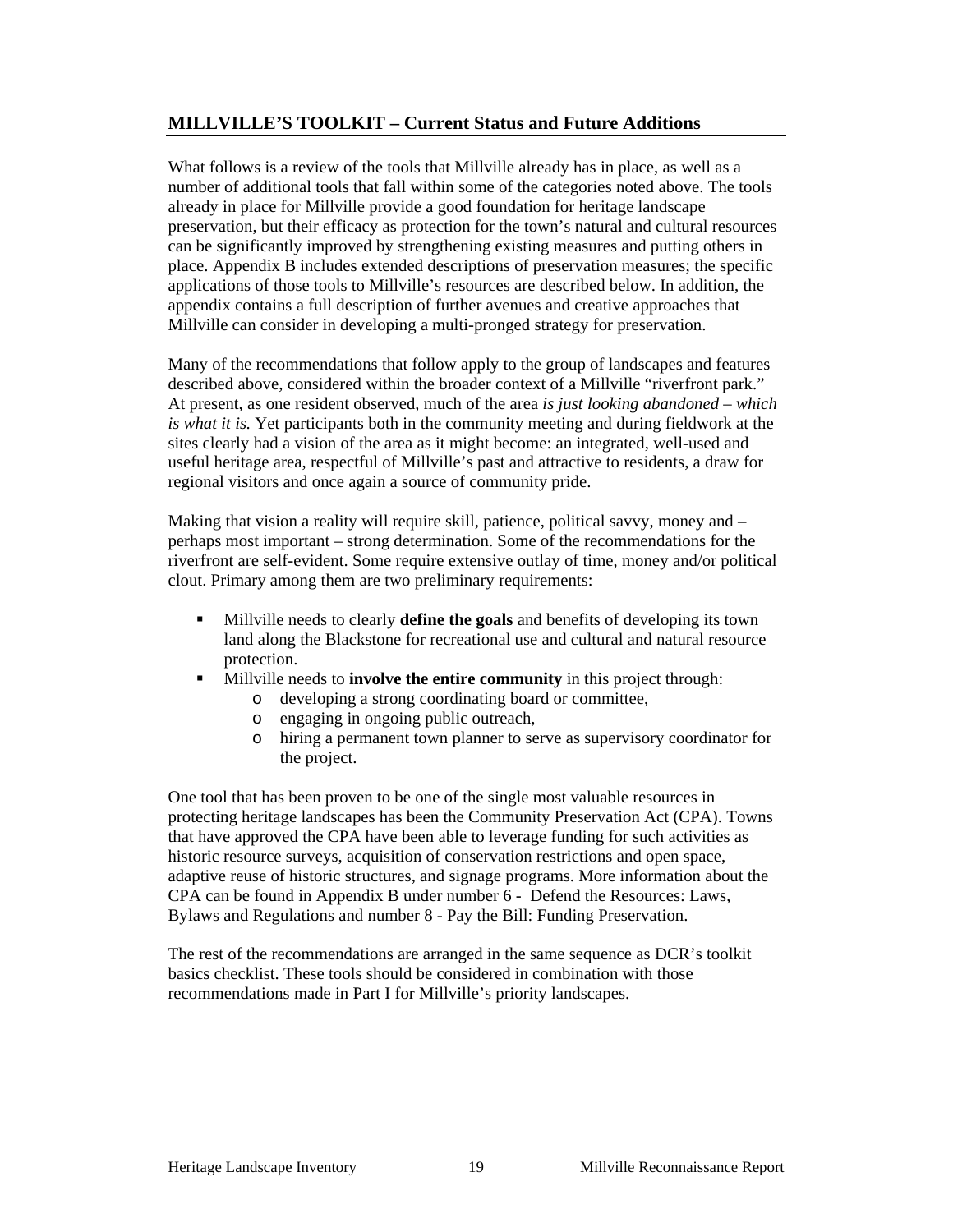## MILLVILLE'S TOOLKIT – Current Status and Future Additions

What follows is a review of the tools that Millville already has in place, as well as a number of additional tools that fall within some of the categories noted above. The tools already in place for Millville provide a good foundation for heritage landscape preservation, but their efficacy as protection for the town's natural and cultural resources can be significantly improved by strengthening existing measures and putting others in place. Appendix B includes extended descriptions of preservation measures; the specific applications of those tools to Millville's resources are described below. In addition, the appendix contains a full description of further avenues and creative approaches that Millville can consider in developing a multi-pronged strategy for preservation.

Many of the recommendations that follow apply to the group of landscapes and features described above, considered within the broader context of a Millville "riverfront park." At present, as one resident observed, much of the area *is just looking abandoned – which is what it is.* Yet participants both in the community meeting and during fieldwork at the sites clearly had a vision of the area as it might become: an integrated, well-used and useful heritage area, respectful of Millville's past and attractive to residents, a draw for regional visitors and once again a source of community pride.

Making that vision a reality will require skill, patience, political savvy, money and – perhaps most important – strong determination. Some of the recommendations for the riverfront are self-evident. Some require extensive outlay of time, money and/or political clout. Primary among them are two preliminary requirements:

- Millville needs to clearly **define the goals** and benefits of developing its town land along the Blackstone for recreational use and cultural and natural resource protection.
- Millville needs to **involve the entire community** in this project through:
  - developing a strong coordinating board or committee,
  - engaging in ongoing public outreach,
  - hiring a permanent town planner to serve as supervisory coordinator for the project.

One tool that has been proven to be one of the single most valuable resources in protecting heritage landscapes has been the Community Preservation Act (CPA). Towns that have approved the CPA have been able to leverage funding for such activities as historic resource surveys, acquisition of conservation restrictions and open space, adaptive reuse of historic structures, and signage programs. More information about the CPA can be found in Appendix B under number 6 - Defend the Resources: Laws, Bylaws and Regulations and number 8 - Pay the Bill: Funding Preservation.

The rest of the recommendations are arranged in the same sequence as DCR's toolkit basics checklist. These tools should be considered in combination with those recommendations made in Part I for Millville's priority landscapes.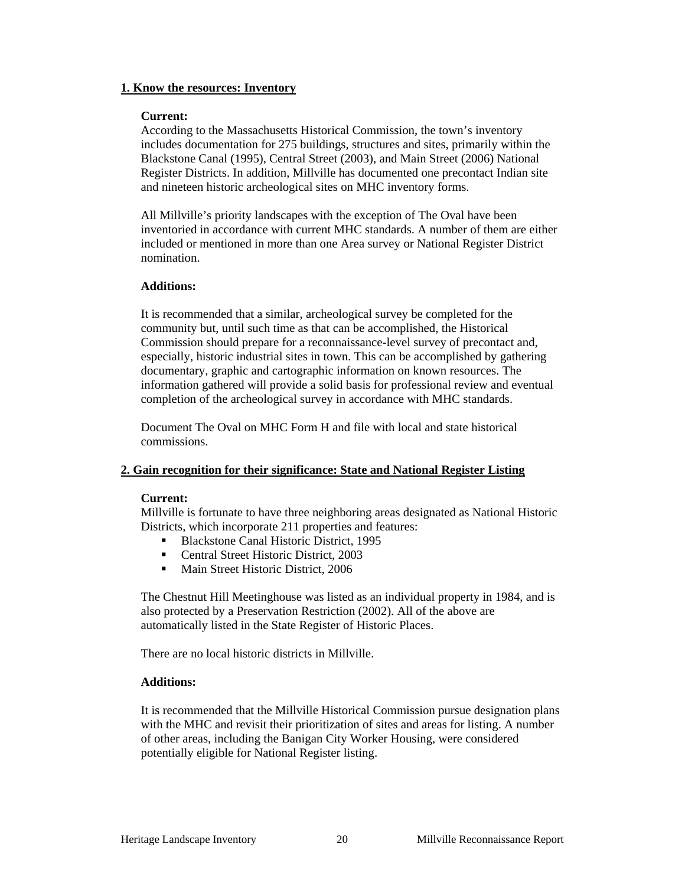## 1. Know the resources: Inventory

**Current:**
According to the Massachusetts Historical Commission, the town's inventory includes documentation for 275 buildings, structures and sites, primarily within the Blackstone Canal (1995), Central Street (2003), and Main Street (2006) National Register Districts. In addition, Millville has documented one precontact Indian site and nineteen historic archeological sites on MHC inventory forms.

All Millville's priority landscapes with the exception of The Oval have been inventoried in accordance with current MHC standards. A number of them are either included or mentioned in more than one Area survey or National Register District nomination.

**Additions:**

It is recommended that a similar, archeological survey be completed for the community but, until such time as that can be accomplished, the Historical Commission should prepare for a reconnaissance-level survey of precontact and, especially, historic industrial sites in town. This can be accomplished by gathering documentary, graphic and cartographic information on known resources. The information gathered will provide a solid basis for professional review and eventual completion of the archeological survey in accordance with MHC standards.

Document The Oval on MHC Form H and file with local and state historical commissions.

## 2. Gain recognition for their significance: State and National Register Listing

**Current:**
Millville is fortunate to have three neighboring areas designated as National Historic Districts, which incorporate 211 properties and features:

- Blackstone Canal Historic District, 1995
- Central Street Historic District, 2003
- Main Street Historic District, 2006

The Chestnut Hill Meetinghouse was listed as an individual property in 1984, and is also protected by a Preservation Restriction (2002). All of the above are automatically listed in the State Register of Historic Places.

There are no local historic districts in Millville.

**Additions:**

It is recommended that the Millville Historical Commission pursue designation plans with the MHC and revisit their prioritization of sites and areas for listing. A number of other areas, including the Banigan City Worker Housing, were considered potentially eligible for National Register listing.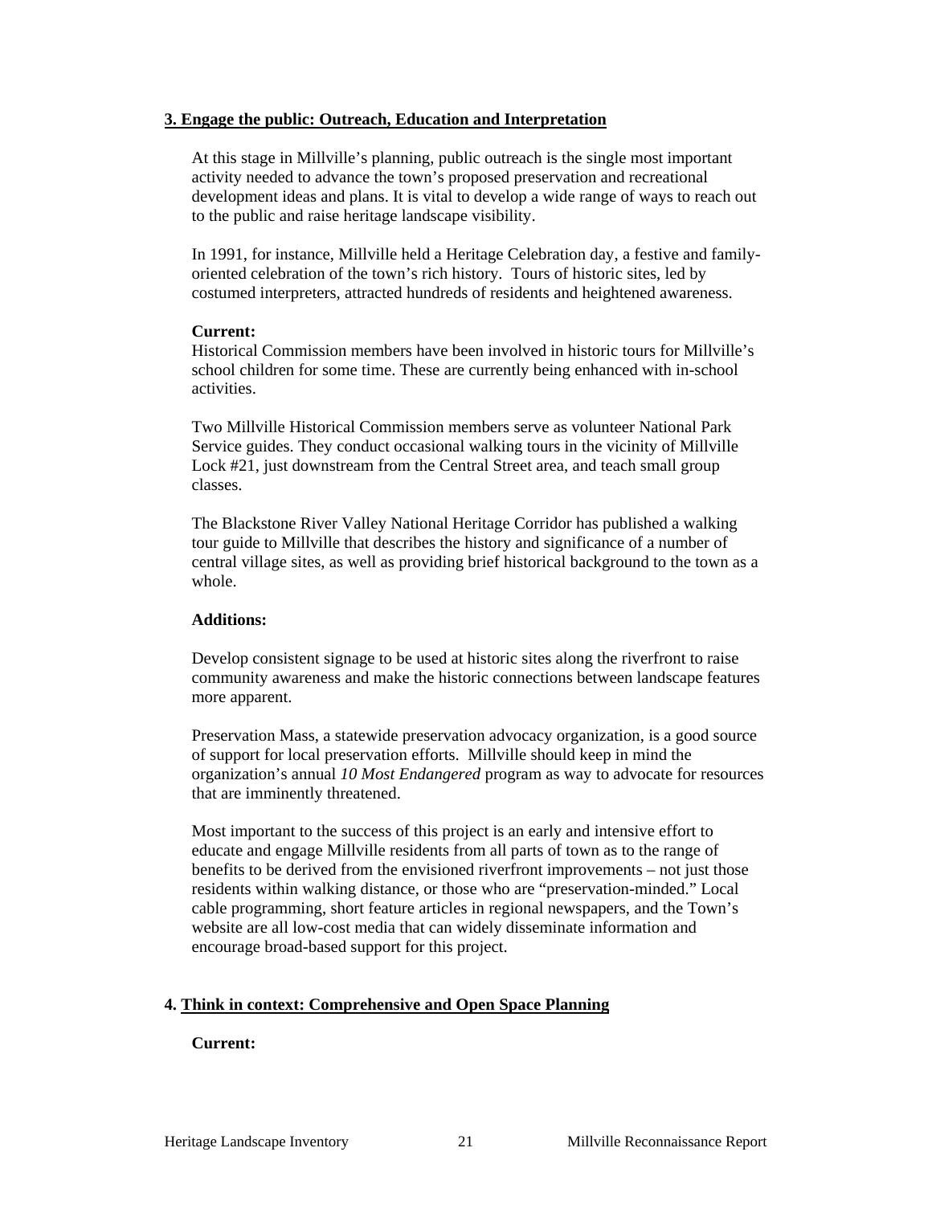### 3. Engage the public: Outreach, Education and Interpretation

At this stage in Millville's planning, public outreach is the single most important activity needed to advance the town's proposed preservation and recreational development ideas and plans. It is vital to develop a wide range of ways to reach out to the public and raise heritage landscape visibility.

In 1991, for instance, Millville held a Heritage Celebration day, a festive and family-oriented celebration of the town's rich history. Tours of historic sites, led by costumed interpreters, attracted hundreds of residents and heightened awareness.

**Current:**
Historical Commission members have been involved in historic tours for Millville's school children for some time. These are currently being enhanced with in-school activities.

Two Millville Historical Commission members serve as volunteer National Park Service guides. They conduct occasional walking tours in the vicinity of Millville Lock #21, just downstream from the Central Street area, and teach small group classes.

The Blackstone River Valley National Heritage Corridor has published a walking tour guide to Millville that describes the history and significance of a number of central village sites, as well as providing brief historical background to the town as a whole.

**Additions:**

Develop consistent signage to be used at historic sites along the riverfront to raise community awareness and make the historic connections between landscape features more apparent.

Preservation Mass, a statewide preservation advocacy organization, is a good source of support for local preservation efforts. Millville should keep in mind the organization's annual *10 Most Endangered* program as way to advocate for resources that are imminently threatened.

Most important to the success of this project is an early and intensive effort to educate and engage Millville residents from all parts of town as to the range of benefits to be derived from the envisioned riverfront improvements – not just those residents within walking distance, or those who are "preservation-minded." Local cable programming, short feature articles in regional newspapers, and the Town's website are all low-cost media that can widely disseminate information and encourage broad-based support for this project.

### 4. Think in context: Comprehensive and Open Space Planning

**Current:**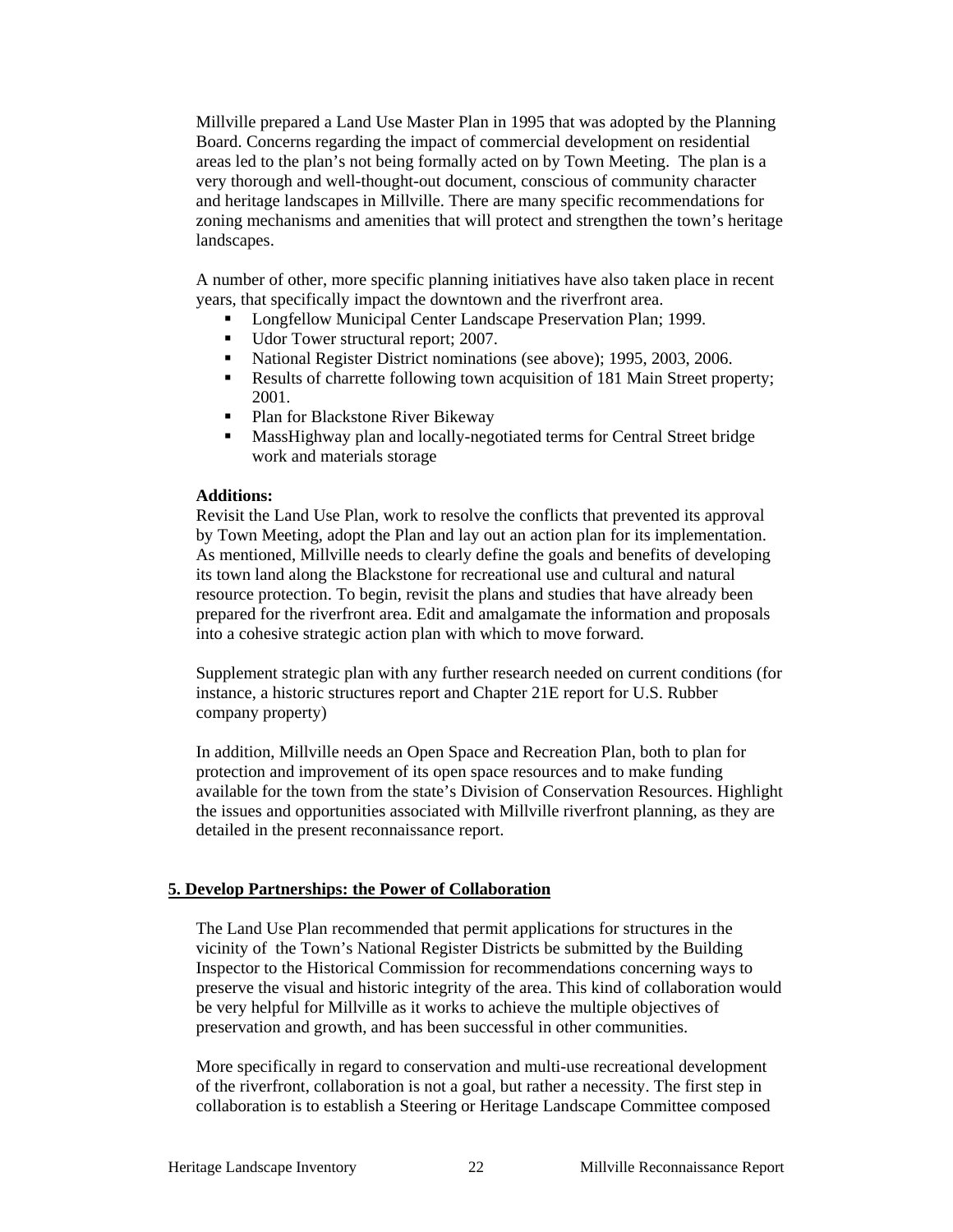Millville prepared a Land Use Master Plan in 1995 that was adopted by the Planning Board. Concerns regarding the impact of commercial development on residential areas led to the plan's not being formally acted on by Town Meeting. The plan is a very thorough and well-thought-out document, conscious of community character and heritage landscapes in Millville. There are many specific recommendations for zoning mechanisms and amenities that will protect and strengthen the town's heritage landscapes.

A number of other, more specific planning initiatives have also taken place in recent years, that specifically impact the downtown and the riverfront area.

- Longfellow Municipal Center Landscape Preservation Plan; 1999.
- Udor Tower structural report; 2007.
- National Register District nominations (see above); 1995, 2003, 2006.
- Results of charrette following town acquisition of 181 Main Street property; 2001.
- Plan for Blackstone River Bikeway
- MassHighway plan and locally-negotiated terms for Central Street bridge work and materials storage

**Additions:**
Revisit the Land Use Plan, work to resolve the conflicts that prevented its approval by Town Meeting, adopt the Plan and lay out an action plan for its implementation. As mentioned, Millville needs to clearly define the goals and benefits of developing its town land along the Blackstone for recreational use and cultural and natural resource protection. To begin, revisit the plans and studies that have already been prepared for the riverfront area. Edit and amalgamate the information and proposals into a cohesive strategic action plan with which to move forward.

Supplement strategic plan with any further research needed on current conditions (for instance, a historic structures report and Chapter 21E report for U.S. Rubber company property)

In addition, Millville needs an Open Space and Recreation Plan, both to plan for protection and improvement of its open space resources and to make funding available for the town from the state's Division of Conservation Resources. Highlight the issues and opportunities associated with Millville riverfront planning, as they are detailed in the present reconnaissance report.

## 5. Develop Partnerships: the Power of Collaboration

The Land Use Plan recommended that permit applications for structures in the vicinity of the Town's National Register Districts be submitted by the Building Inspector to the Historical Commission for recommendations concerning ways to preserve the visual and historic integrity of the area. This kind of collaboration would be very helpful for Millville as it works to achieve the multiple objectives of preservation and growth, and has been successful in other communities.

More specifically in regard to conservation and multi-use recreational development of the riverfront, collaboration is not a goal, but rather a necessity. The first step in collaboration is to establish a Steering or Heritage Landscape Committee composed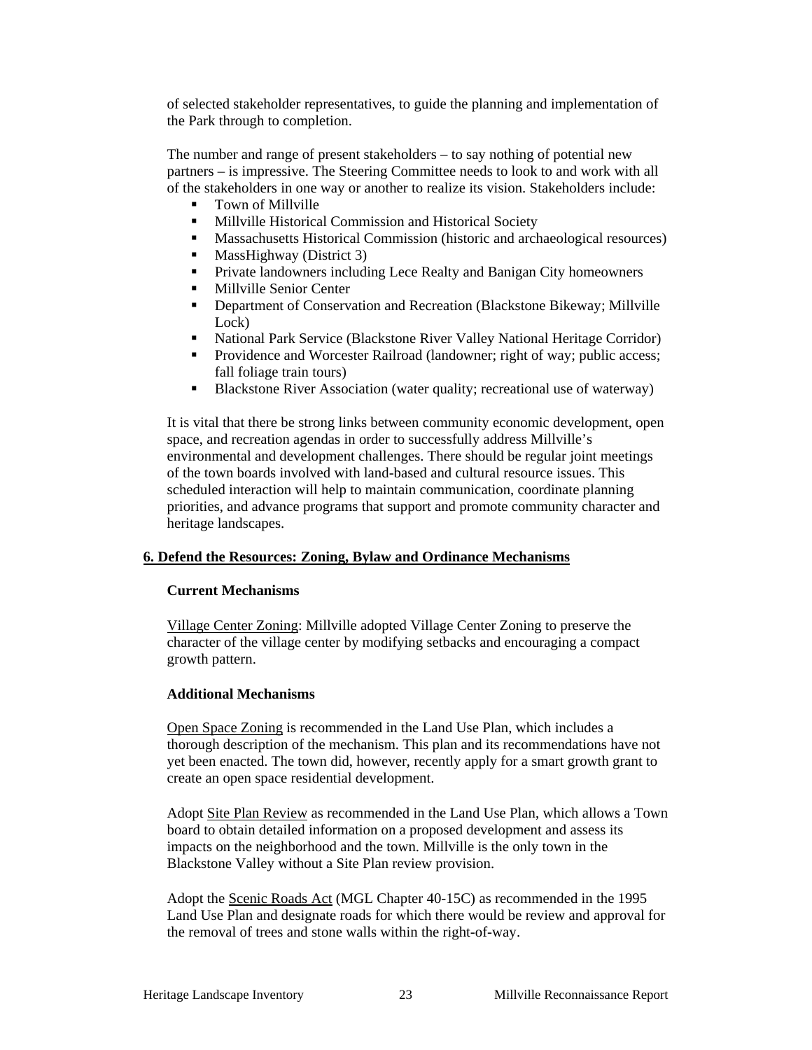of selected stakeholder representatives, to guide the planning and implementation of the Park through to completion.

The number and range of present stakeholders – to say nothing of potential new partners – is impressive. The Steering Committee needs to look to and work with all of the stakeholders in one way or another to realize its vision. Stakeholders include:

- Town of Millville
- Millville Historical Commission and Historical Society
- Massachusetts Historical Commission (historic and archaeological resources)
- MassHighway (District 3)
- Private landowners including Lece Realty and Banigan City homeowners
- Millville Senior Center
- Department of Conservation and Recreation (Blackstone Bikeway; Millville Lock)
- National Park Service (Blackstone River Valley National Heritage Corridor)
- Providence and Worcester Railroad (landowner; right of way; public access; fall foliage train tours)
- Blackstone River Association (water quality; recreational use of waterway)

It is vital that there be strong links between community economic development, open space, and recreation agendas in order to successfully address Millville's environmental and development challenges. There should be regular joint meetings of the town boards involved with land-based and cultural resource issues. This scheduled interaction will help to maintain communication, coordinate planning priorities, and advance programs that support and promote community character and heritage landscapes.

## 6. Defend the Resources: Zoning, Bylaw and Ordinance Mechanisms

**Current Mechanisms**

Village Center Zoning: Millville adopted Village Center Zoning to preserve the character of the village center by modifying setbacks and encouraging a compact growth pattern.

**Additional Mechanisms**

Open Space Zoning is recommended in the Land Use Plan, which includes a thorough description of the mechanism. This plan and its recommendations have not yet been enacted. The town did, however, recently apply for a smart growth grant to create an open space residential development.

Adopt Site Plan Review as recommended in the Land Use Plan, which allows a Town board to obtain detailed information on a proposed development and assess its impacts on the neighborhood and the town. Millville is the only town in the Blackstone Valley without a Site Plan review provision.

Adopt the Scenic Roads Act (MGL Chapter 40-15C) as recommended in the 1995 Land Use Plan and designate roads for which there would be review and approval for the removal of trees and stone walls within the right-of-way.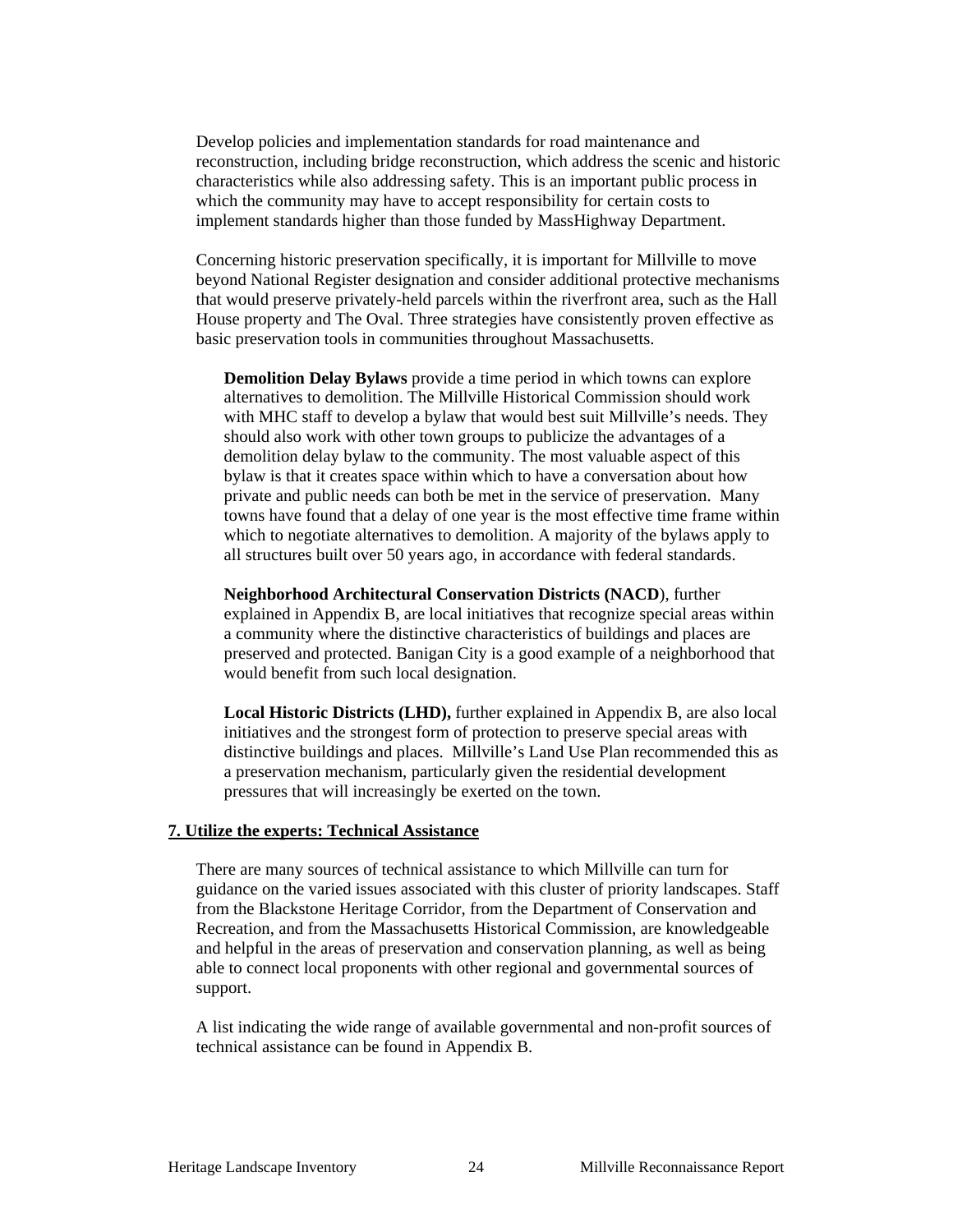Develop policies and implementation standards for road maintenance and reconstruction, including bridge reconstruction, which address the scenic and historic characteristics while also addressing safety. This is an important public process in which the community may have to accept responsibility for certain costs to implement standards higher than those funded by MassHighway Department.

Concerning historic preservation specifically, it is important for Millville to move beyond National Register designation and consider additional protective mechanisms that would preserve privately-held parcels within the riverfront area, such as the Hall House property and The Oval. Three strategies have consistently proven effective as basic preservation tools in communities throughout Massachusetts.

**Demolition Delay Bylaws** provide a time period in which towns can explore alternatives to demolition. The Millville Historical Commission should work with MHC staff to develop a bylaw that would best suit Millville's needs. They should also work with other town groups to publicize the advantages of a demolition delay bylaw to the community. The most valuable aspect of this bylaw is that it creates space within which to have a conversation about how private and public needs can both be met in the service of preservation. Many towns have found that a delay of one year is the most effective time frame within which to negotiate alternatives to demolition. A majority of the bylaws apply to all structures built over 50 years ago, in accordance with federal standards.

**Neighborhood Architectural Conservation Districts (NACD**), further explained in Appendix B, are local initiatives that recognize special areas within a community where the distinctive characteristics of buildings and places are preserved and protected. Banigan City is a good example of a neighborhood that would benefit from such local designation.

**Local Historic Districts (LHD),** further explained in Appendix B, are also local initiatives and the strongest form of protection to preserve special areas with distinctive buildings and places. Millville's Land Use Plan recommended this as a preservation mechanism, particularly given the residential development pressures that will increasingly be exerted on the town.

## 7. Utilize the experts: Technical Assistance

There are many sources of technical assistance to which Millville can turn for guidance on the varied issues associated with this cluster of priority landscapes. Staff from the Blackstone Heritage Corridor, from the Department of Conservation and Recreation, and from the Massachusetts Historical Commission, are knowledgeable and helpful in the areas of preservation and conservation planning, as well as being able to connect local proponents with other regional and governmental sources of support.

A list indicating the wide range of available governmental and non-profit sources of technical assistance can be found in Appendix B.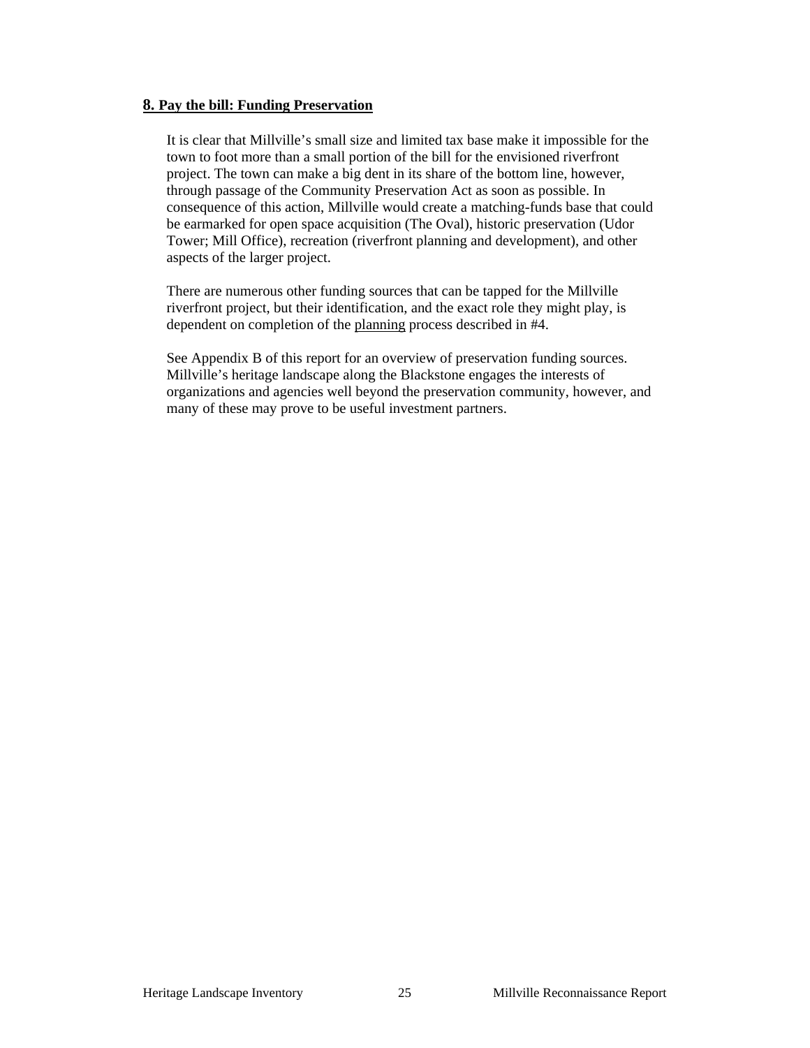## 8. Pay the bill: Funding Preservation

It is clear that Millville's small size and limited tax base make it impossible for the town to foot more than a small portion of the bill for the envisioned riverfront project. The town can make a big dent in its share of the bottom line, however, through passage of the Community Preservation Act as soon as possible. In consequence of this action, Millville would create a matching-funds base that could be earmarked for open space acquisition (The Oval), historic preservation (Udor Tower; Mill Office), recreation (riverfront planning and development), and other aspects of the larger project.

There are numerous other funding sources that can be tapped for the Millville riverfront project, but their identification, and the exact role they might play, is dependent on completion of the planning process described in #4.

See Appendix B of this report for an overview of preservation funding sources. Millville's heritage landscape along the Blackstone engages the interests of organizations and agencies well beyond the preservation community, however, and many of these may prove to be useful investment partners.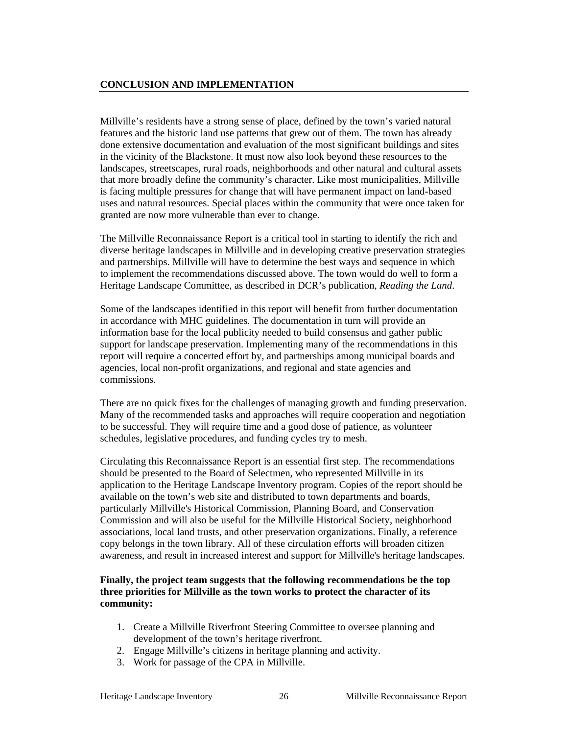## CONCLUSION AND IMPLEMENTATION

Millville's residents have a strong sense of place, defined by the town's varied natural features and the historic land use patterns that grew out of them. The town has already done extensive documentation and evaluation of the most significant buildings and sites in the vicinity of the Blackstone. It must now also look beyond these resources to the landscapes, streetscapes, rural roads, neighborhoods and other natural and cultural assets that more broadly define the community's character. Like most municipalities, Millville is facing multiple pressures for change that will have permanent impact on land-based uses and natural resources. Special places within the community that were once taken for granted are now more vulnerable than ever to change.

The Millville Reconnaissance Report is a critical tool in starting to identify the rich and diverse heritage landscapes in Millville and in developing creative preservation strategies and partnerships. Millville will have to determine the best ways and sequence in which to implement the recommendations discussed above. The town would do well to form a Heritage Landscape Committee, as described in DCR's publication, *Reading the Land*.

Some of the landscapes identified in this report will benefit from further documentation in accordance with MHC guidelines. The documentation in turn will provide an information base for the local publicity needed to build consensus and gather public support for landscape preservation. Implementing many of the recommendations in this report will require a concerted effort by, and partnerships among municipal boards and agencies, local non-profit organizations, and regional and state agencies and commissions.

There are no quick fixes for the challenges of managing growth and funding preservation. Many of the recommended tasks and approaches will require cooperation and negotiation to be successful. They will require time and a good dose of patience, as volunteer schedules, legislative procedures, and funding cycles try to mesh.

Circulating this Reconnaissance Report is an essential first step. The recommendations should be presented to the Board of Selectmen, who represented Millville in its application to the Heritage Landscape Inventory program. Copies of the report should be available on the town's web site and distributed to town departments and boards, particularly Millville's Historical Commission, Planning Board, and Conservation Commission and will also be useful for the Millville Historical Society, neighborhood associations, local land trusts, and other preservation organizations. Finally, a reference copy belongs in the town library. All of these circulation efforts will broaden citizen awareness, and result in increased interest and support for Millville's heritage landscapes.

**Finally, the project team suggests that the following recommendations be the top three priorities for Millville as the town works to protect the character of its community:**

1. Create a Millville Riverfront Steering Committee to oversee planning and development of the town's heritage riverfront.
2. Engage Millville's citizens in heritage planning and activity.
3. Work for passage of the CPA in Millville.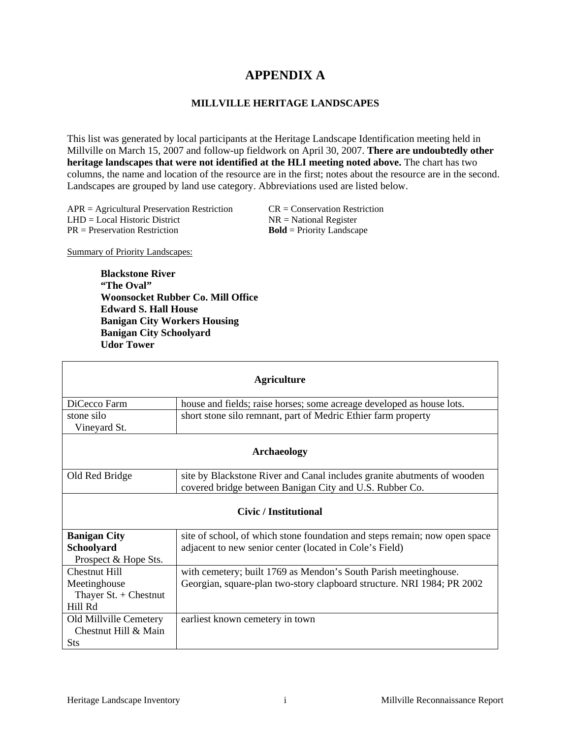# APPENDIX A

### MILLVILLE HERITAGE LANDSCAPES

This list was generated by local participants at the Heritage Landscape Identification meeting held in Millville on March 15, 2007 and follow-up fieldwork on April 30, 2007. **There are undoubtedly other heritage landscapes that were not identified at the HLI meeting noted above.** The chart has two columns, the name and location of the resource are in the first; notes about the resource are in the second. Landscapes are grouped by land use category. Abbreviations used are listed below.

APR = Agricultural Preservation Restriction
LHD = Local Historic District
PR = Preservation Restriction
CR = Conservation Restriction
NR = National Register
**Bold** = Priority Landscape

Summary of Priority Landscapes:

**Blackstone River**
**"The Oval"**
**Woonsocket Rubber Co. Mill Office**
**Edward S. Hall House**
**Banigan City Workers Housing**
**Banigan City Schoolyard**
**Udor Tower**

| **Agriculture** | |
|---|---|
| DiCecco Farm | house and fields; raise horses; some acreage developed as house lots. |
| stone silo<br>Vineyard St. | short stone silo remnant, part of Medric Ethier farm property |
| **Archaeology** | |
| Old Red Bridge | site by Blackstone River and Canal includes granite abutments of wooden covered bridge between Banigan City and U.S. Rubber Co. |
| **Civic / Institutional** | |
| **Banigan City Schoolyard**<br>Prospect & Hope Sts. | site of school, of which stone foundation and steps remain; now open space adjacent to new senior center (located in Cole's Field) |
| Chestnut Hill Meetinghouse<br>Thayer St. + Chestnut Hill Rd | with cemetery; built 1769 as Mendon's South Parish meetinghouse. Georgian, square-plan two-story clapboard structure. NRI 1984; PR 2002 |
| Old Millville Cemetery<br>Chestnut Hill & Main Sts | earliest known cemetery in town |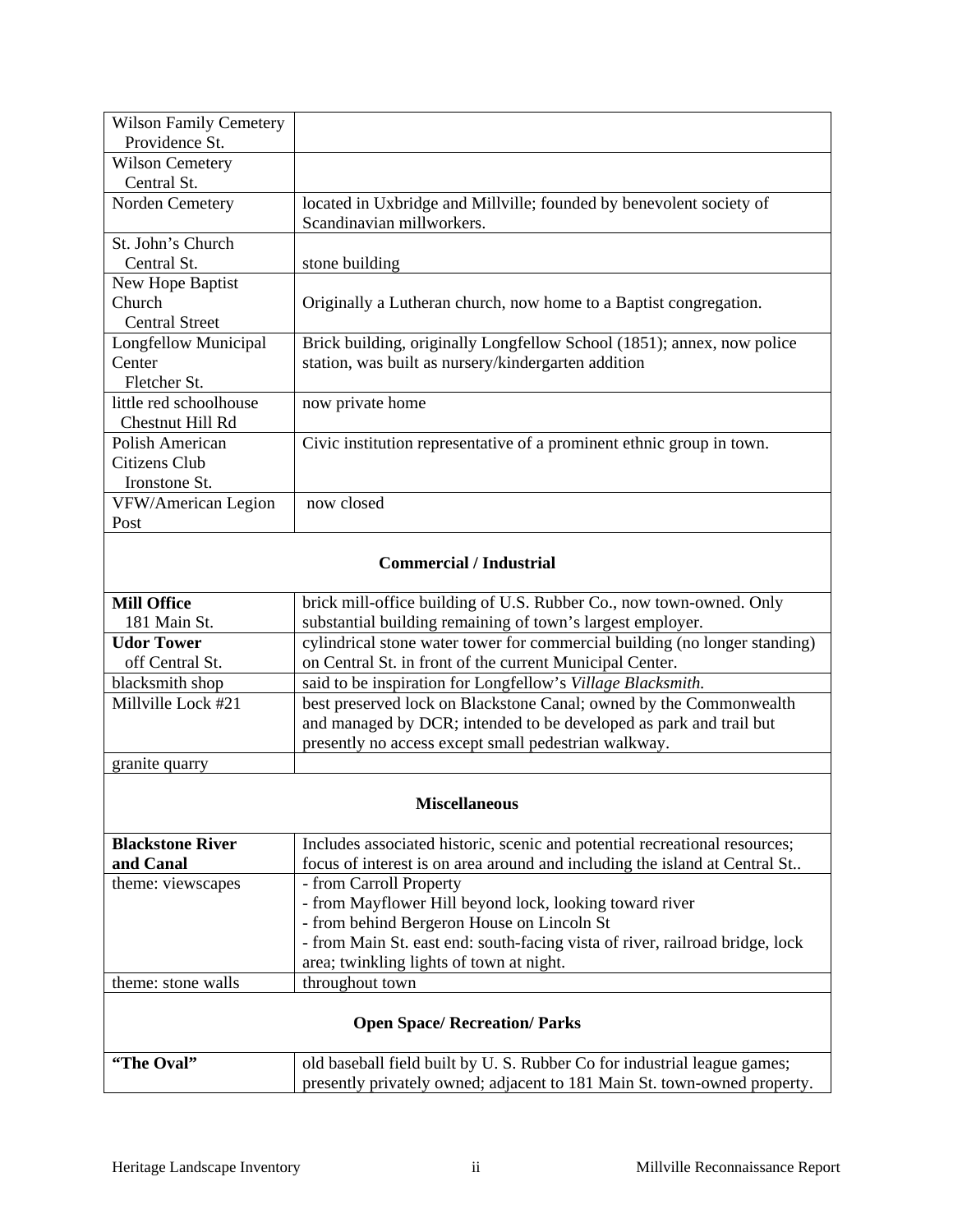| | |
|---|---|
| Wilson Family Cemetery Providence St. | |
| Wilson Cemetery Central St. | |
| Norden Cemetery | located in Uxbridge and Millville; founded by benevolent society of Scandinavian millworkers. |
| St. John's Church Central St. | stone building |
| New Hope Baptist Church Central Street | Originally a Lutheran church, now home to a Baptist congregation. |
| Longfellow Municipal Center Fletcher St. | Brick building, originally Longfellow School (1851); annex, now police station, was built as nursery/kindergarten addition |
| little red schoolhouse Chestnut Hill Rd | now private home |
| Polish American Citizens Club Ironstone St. | Civic institution representative of a prominent ethnic group in town. |
| VFW/American Legion Post | now closed |
| **Commercial / Industrial** | |
| **Mill Office** 181 Main St. | brick mill-office building of U.S. Rubber Co., now town-owned. Only substantial building remaining of town's largest employer. |
| **Udor Tower** off Central St. | cylindrical stone water tower for commercial building (no longer standing) on Central St. in front of the current Municipal Center. |
| blacksmith shop | said to be inspiration for Longfellow's *Village Blacksmith.* |
| Millville Lock #21 | best preserved lock on Blackstone Canal; owned by the Commonwealth and managed by DCR; intended to be developed as park and trail but presently no access except small pedestrian walkway. |
| granite quarry | |
| **Miscellaneous** | |
| **Blackstone River and Canal** | Includes associated historic, scenic and potential recreational resources; focus of interest is on area around and including the island at Central St.. |
| theme: viewscapes | - from Carroll Property<br>- from Mayflower Hill beyond lock, looking toward river<br>- from behind Bergeron House on Lincoln St<br>- from Main St. east end: south-facing vista of river, railroad bridge, lock area; twinkling lights of town at night. |
| theme: stone walls | throughout town |
| **Open Space/ Recreation/ Parks** | |
| **"The Oval"** | old baseball field built by U. S. Rubber Co for industrial league games; presently privately owned; adjacent to 181 Main St. town-owned property. |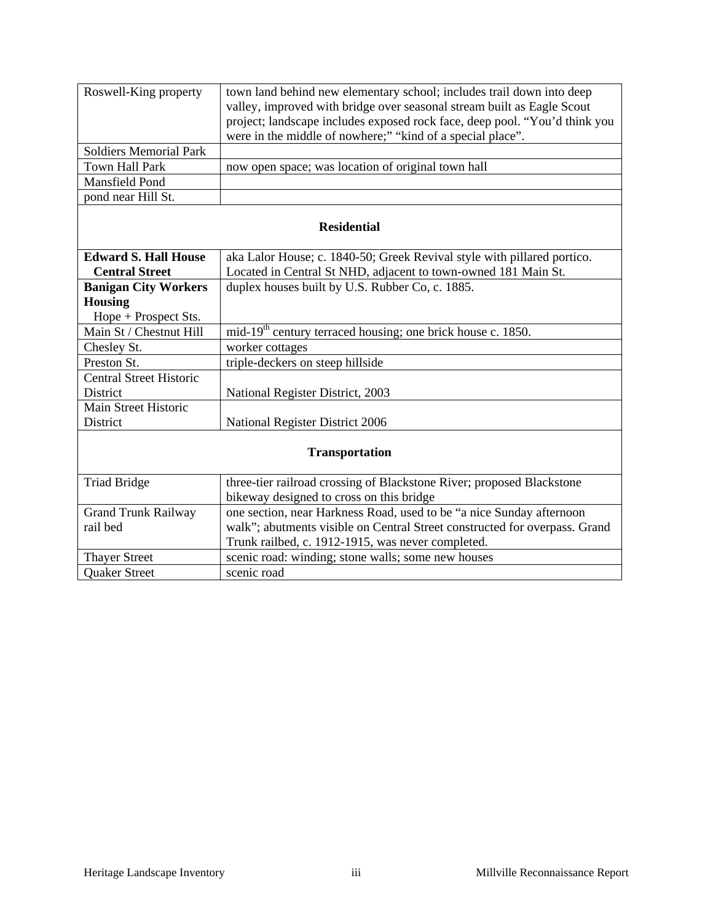| | |
|---|---|
| Roswell-King property | town land behind new elementary school; includes trail down into deep valley, improved with bridge over seasonal stream built as Eagle Scout project; landscape includes exposed rock face, deep pool. "You'd think you were in the middle of nowhere;" "kind of a special place". |
| Soldiers Memorial Park | |
| Town Hall Park | now open space; was location of original town hall |
| Mansfield Pond | |
| pond near Hill St. | |
| **Residential** | |
| **Edward S. Hall House Central Street** | aka Lalor House; c. 1840-50; Greek Revival style with pillared portico. Located in Central St NHD, adjacent to town-owned 181 Main St. |
| **Banigan City Workers Housing** Hope + Prospect Sts. | duplex houses built by U.S. Rubber Co, c. 1885. |
| Main St / Chestnut Hill | mid-19th century terraced housing; one brick house c. 1850. |
| Chesley St. | worker cottages |
| Preston St. | triple-deckers on steep hillside |
| Central Street Historic District | National Register District, 2003 |
| Main Street Historic District | National Register District 2006 |
| **Transportation** | |
| Triad Bridge | three-tier railroad crossing of Blackstone River; proposed Blackstone bikeway designed to cross on this bridge |
| Grand Trunk Railway rail bed | one section, near Harkness Road, used to be "a nice Sunday afternoon walk"; abutments visible on Central Street constructed for overpass. Grand Trunk railbed, c. 1912-1915, was never completed. |
| Thayer Street | scenic road: winding; stone walls; some new houses |
| Quaker Street | scenic road |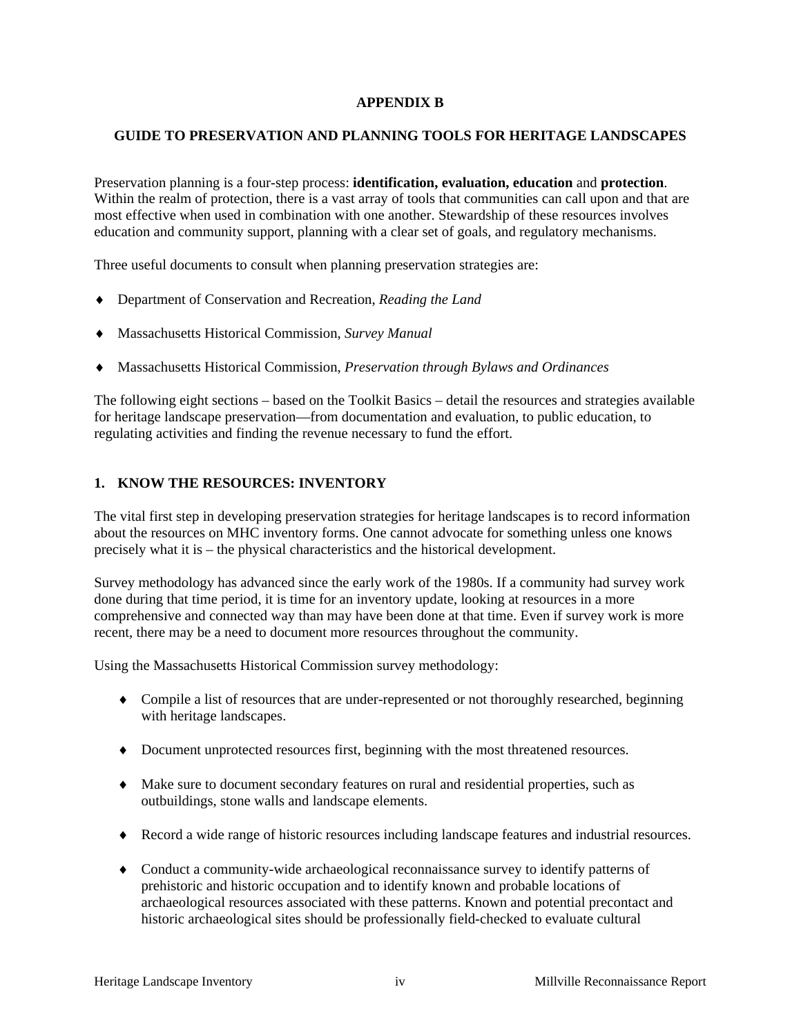# APPENDIX B

## GUIDE TO PRESERVATION AND PLANNING TOOLS FOR HERITAGE LANDSCAPES

Preservation planning is a four-step process: **identification, evaluation, education** and **protection**. Within the realm of protection, there is a vast array of tools that communities can call upon and that are most effective when used in combination with one another. Stewardship of these resources involves education and community support, planning with a clear set of goals, and regulatory mechanisms.

Three useful documents to consult when planning preservation strategies are:

- Department of Conservation and Recreation, *Reading the Land*
- Massachusetts Historical Commission, *Survey Manual*
- Massachusetts Historical Commission, *Preservation through Bylaws and Ordinances*

The following eight sections – based on the Toolkit Basics – detail the resources and strategies available for heritage landscape preservation—from documentation and evaluation, to public education, to regulating activities and finding the revenue necessary to fund the effort.

### 1. KNOW THE RESOURCES: INVENTORY

The vital first step in developing preservation strategies for heritage landscapes is to record information about the resources on MHC inventory forms. One cannot advocate for something unless one knows precisely what it is – the physical characteristics and the historical development.

Survey methodology has advanced since the early work of the 1980s. If a community had survey work done during that time period, it is time for an inventory update, looking at resources in a more comprehensive and connected way than may have been done at that time. Even if survey work is more recent, there may be a need to document more resources throughout the community.

Using the Massachusetts Historical Commission survey methodology:

- Compile a list of resources that are under-represented or not thoroughly researched, beginning with heritage landscapes.
- Document unprotected resources first, beginning with the most threatened resources.
- Make sure to document secondary features on rural and residential properties, such as outbuildings, stone walls and landscape elements.
- Record a wide range of historic resources including landscape features and industrial resources.
- Conduct a community-wide archaeological reconnaissance survey to identify patterns of prehistoric and historic occupation and to identify known and probable locations of archaeological resources associated with these patterns. Known and potential precontact and historic archaeological sites should be professionally field-checked to evaluate cultural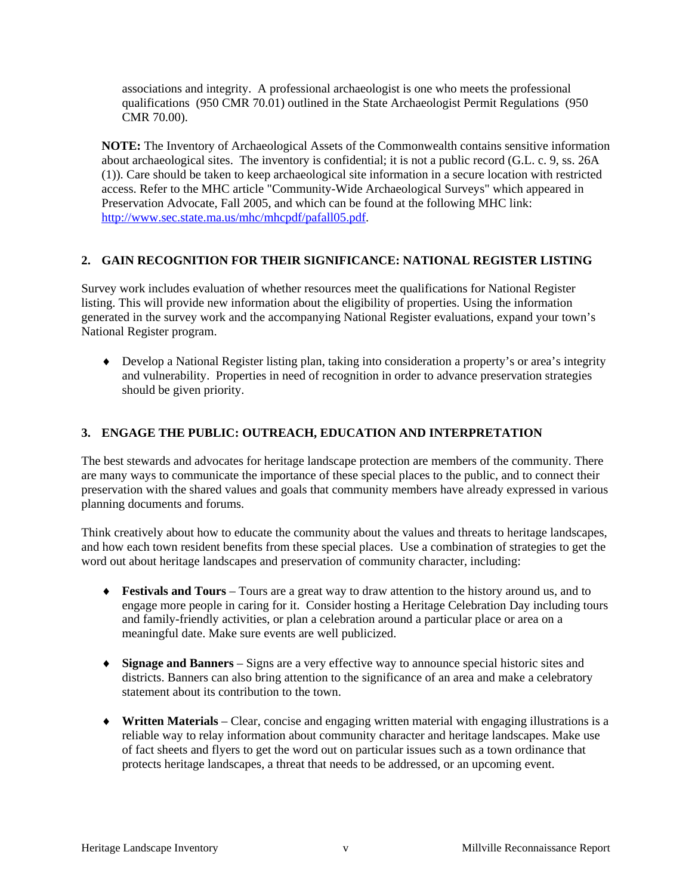associations and integrity. A professional archaeologist is one who meets the professional qualifications (950 CMR 70.01) outlined in the State Archaeologist Permit Regulations (950 CMR 70.00).

**NOTE:** The Inventory of Archaeological Assets of the Commonwealth contains sensitive information about archaeological sites. The inventory is confidential; it is not a public record (G.L. c. 9, ss. 26A (1)). Care should be taken to keep archaeological site information in a secure location with restricted access. Refer to the MHC article "Community-Wide Archaeological Surveys" which appeared in Preservation Advocate, Fall 2005, and which can be found at the following MHC link: http://www.sec.state.ma.us/mhc/mhcpdf/pafall05.pdf.

## 2. GAIN RECOGNITION FOR THEIR SIGNIFICANCE: NATIONAL REGISTER LISTING

Survey work includes evaluation of whether resources meet the qualifications for National Register listing. This will provide new information about the eligibility of properties. Using the information generated in the survey work and the accompanying National Register evaluations, expand your town's National Register program.

- Develop a National Register listing plan, taking into consideration a property's or area's integrity and vulnerability. Properties in need of recognition in order to advance preservation strategies should be given priority.

## 3. ENGAGE THE PUBLIC: OUTREACH, EDUCATION AND INTERPRETATION

The best stewards and advocates for heritage landscape protection are members of the community. There are many ways to communicate the importance of these special places to the public, and to connect their preservation with the shared values and goals that community members have already expressed in various planning documents and forums.

Think creatively about how to educate the community about the values and threats to heritage landscapes, and how each town resident benefits from these special places. Use a combination of strategies to get the word out about heritage landscapes and preservation of community character, including:

- **Festivals and Tours** – Tours are a great way to draw attention to the history around us, and to engage more people in caring for it. Consider hosting a Heritage Celebration Day including tours and family-friendly activities, or plan a celebration around a particular place or area on a meaningful date. Make sure events are well publicized.

- **Signage and Banners** – Signs are a very effective way to announce special historic sites and districts. Banners can also bring attention to the significance of an area and make a celebratory statement about its contribution to the town.

- **Written Materials** – Clear, concise and engaging written material with engaging illustrations is a reliable way to relay information about community character and heritage landscapes. Make use of fact sheets and flyers to get the word out on particular issues such as a town ordinance that protects heritage landscapes, a threat that needs to be addressed, or an upcoming event.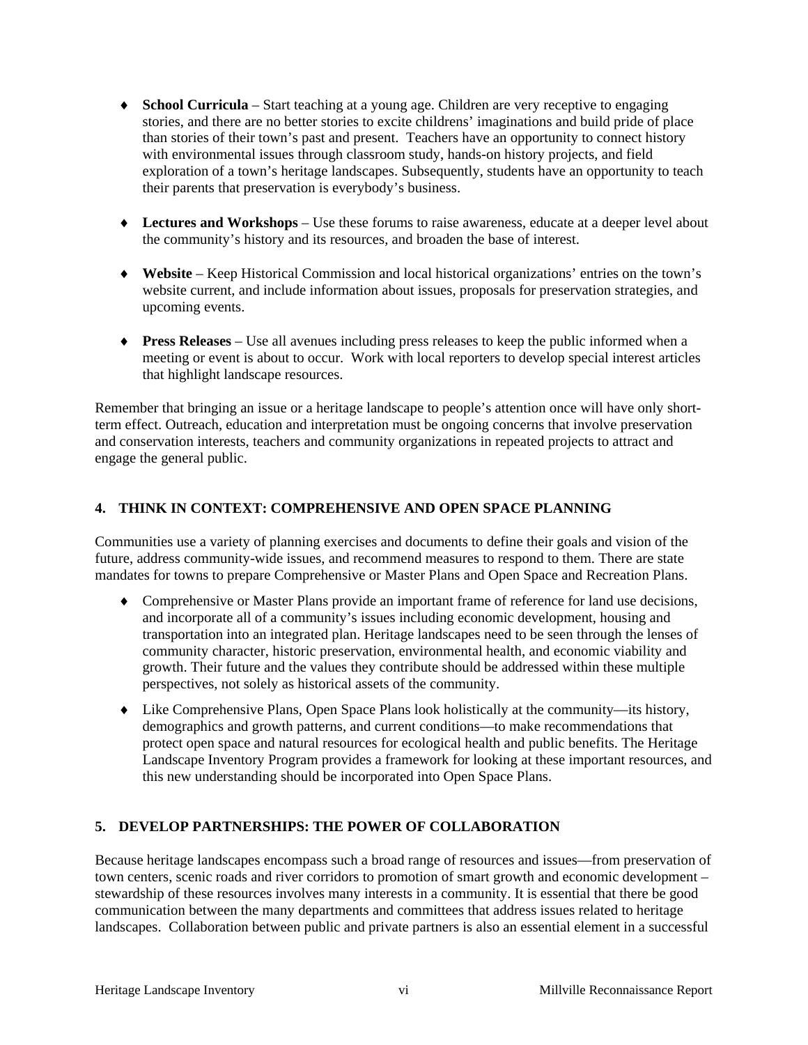- **School Curricula** – Start teaching at a young age. Children are very receptive to engaging stories, and there are no better stories to excite childrens' imaginations and build pride of place than stories of their town's past and present. Teachers have an opportunity to connect history with environmental issues through classroom study, hands-on history projects, and field exploration of a town's heritage landscapes. Subsequently, students have an opportunity to teach their parents that preservation is everybody's business.

- **Lectures and Workshops** – Use these forums to raise awareness, educate at a deeper level about the community's history and its resources, and broaden the base of interest.

- **Website** – Keep Historical Commission and local historical organizations' entries on the town's website current, and include information about issues, proposals for preservation strategies, and upcoming events.

- **Press Releases** – Use all avenues including press releases to keep the public informed when a meeting or event is about to occur. Work with local reporters to develop special interest articles that highlight landscape resources.

Remember that bringing an issue or a heritage landscape to people's attention once will have only short-term effect. Outreach, education and interpretation must be ongoing concerns that involve preservation and conservation interests, teachers and community organizations in repeated projects to attract and engage the general public.

## 4. THINK IN CONTEXT: COMPREHENSIVE AND OPEN SPACE PLANNING

Communities use a variety of planning exercises and documents to define their goals and vision of the future, address community-wide issues, and recommend measures to respond to them. There are state mandates for towns to prepare Comprehensive or Master Plans and Open Space and Recreation Plans.

- Comprehensive or Master Plans provide an important frame of reference for land use decisions, and incorporate all of a community's issues including economic development, housing and transportation into an integrated plan. Heritage landscapes need to be seen through the lenses of community character, historic preservation, environmental health, and economic viability and growth. Their future and the values they contribute should be addressed within these multiple perspectives, not solely as historical assets of the community.

- Like Comprehensive Plans, Open Space Plans look holistically at the community—its history, demographics and growth patterns, and current conditions—to make recommendations that protect open space and natural resources for ecological health and public benefits. The Heritage Landscape Inventory Program provides a framework for looking at these important resources, and this new understanding should be incorporated into Open Space Plans.

## 5. DEVELOP PARTNERSHIPS: THE POWER OF COLLABORATION

Because heritage landscapes encompass such a broad range of resources and issues—from preservation of town centers, scenic roads and river corridors to promotion of smart growth and economic development – stewardship of these resources involves many interests in a community. It is essential that there be good communication between the many departments and committees that address issues related to heritage landscapes. Collaboration between public and private partners is also an essential element in a successful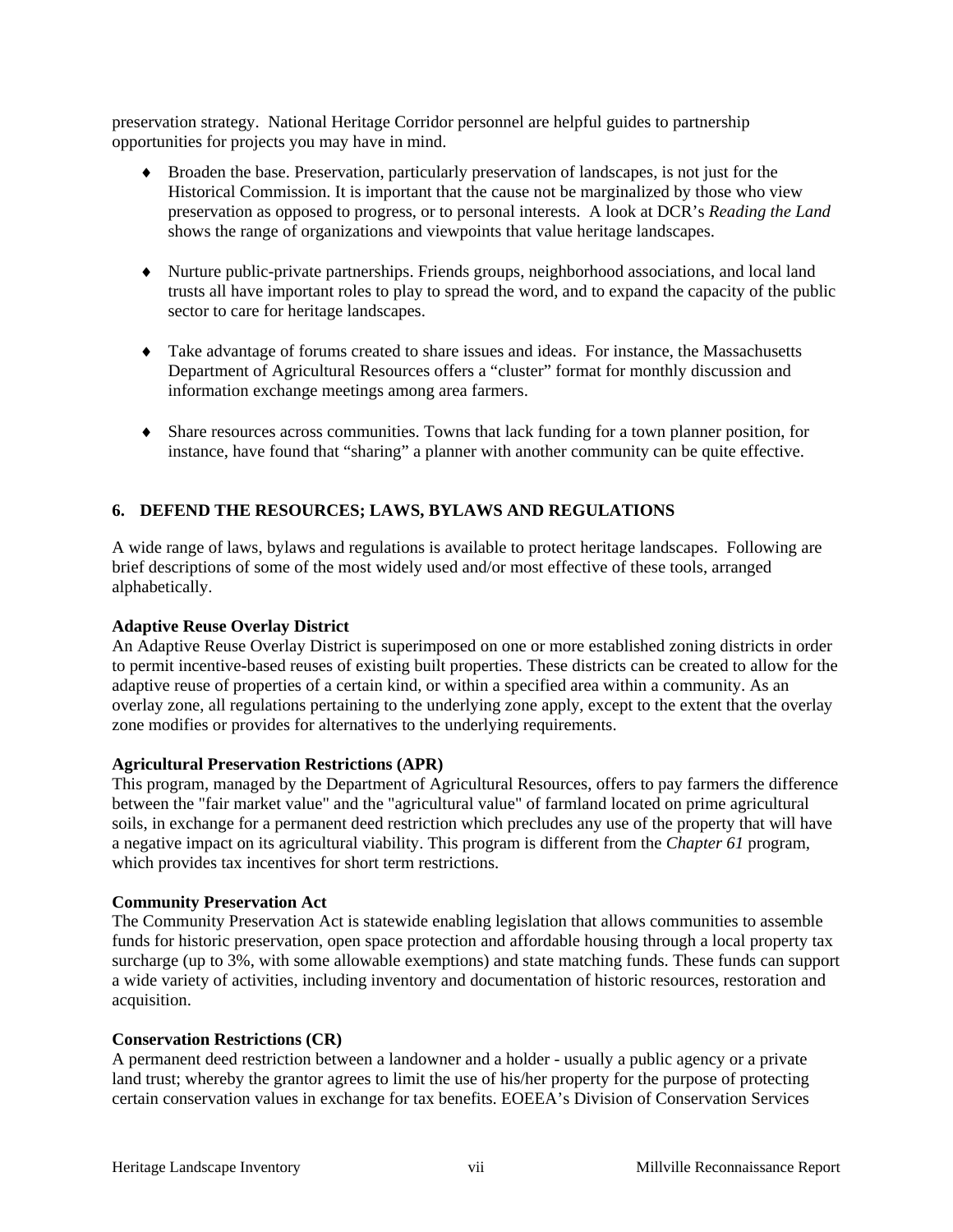preservation strategy. National Heritage Corridor personnel are helpful guides to partnership opportunities for projects you may have in mind.

- Broaden the base. Preservation, particularly preservation of landscapes, is not just for the Historical Commission. It is important that the cause not be marginalized by those who view preservation as opposed to progress, or to personal interests. A look at DCR's *Reading the Land* shows the range of organizations and viewpoints that value heritage landscapes.

- Nurture public-private partnerships. Friends groups, neighborhood associations, and local land trusts all have important roles to play to spread the word, and to expand the capacity of the public sector to care for heritage landscapes.

- Take advantage of forums created to share issues and ideas. For instance, the Massachusetts Department of Agricultural Resources offers a "cluster" format for monthly discussion and information exchange meetings among area farmers.

- Share resources across communities. Towns that lack funding for a town planner position, for instance, have found that "sharing" a planner with another community can be quite effective.

## 6. DEFEND THE RESOURCES; LAWS, BYLAWS AND REGULATIONS

A wide range of laws, bylaws and regulations is available to protect heritage landscapes. Following are brief descriptions of some of the most widely used and/or most effective of these tools, arranged alphabetically.

**Adaptive Reuse Overlay District**
An Adaptive Reuse Overlay District is superimposed on one or more established zoning districts in order to permit incentive-based reuses of existing built properties. These districts can be created to allow for the adaptive reuse of properties of a certain kind, or within a specified area within a community. As an overlay zone, all regulations pertaining to the underlying zone apply, except to the extent that the overlay zone modifies or provides for alternatives to the underlying requirements.

**Agricultural Preservation Restrictions (APR)**
This program, managed by the Department of Agricultural Resources, offers to pay farmers the difference between the "fair market value" and the "agricultural value" of farmland located on prime agricultural soils, in exchange for a permanent deed restriction which precludes any use of the property that will have a negative impact on its agricultural viability. This program is different from the *Chapter 61* program, which provides tax incentives for short term restrictions.

**Community Preservation Act**
The Community Preservation Act is statewide enabling legislation that allows communities to assemble funds for historic preservation, open space protection and affordable housing through a local property tax surcharge (up to 3%, with some allowable exemptions) and state matching funds. These funds can support a wide variety of activities, including inventory and documentation of historic resources, restoration and acquisition.

**Conservation Restrictions (CR)**
A permanent deed restriction between a landowner and a holder - usually a public agency or a private land trust; whereby the grantor agrees to limit the use of his/her property for the purpose of protecting certain conservation values in exchange for tax benefits. EOEEA's Division of Conservation Services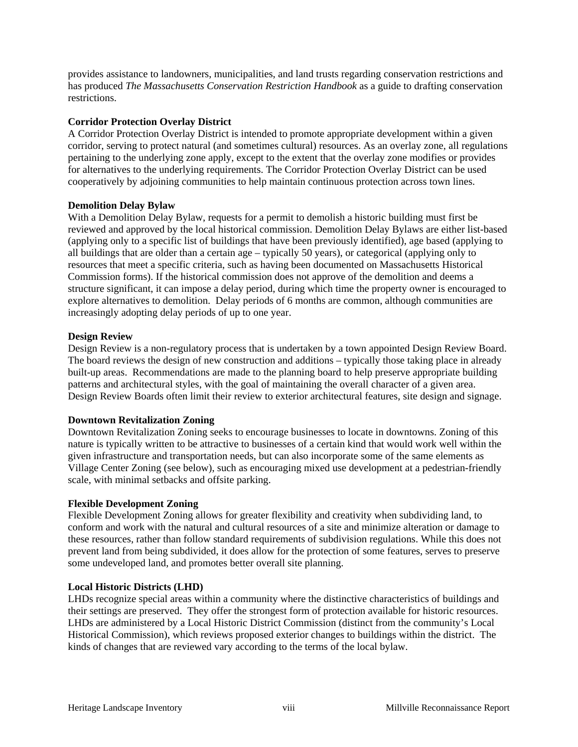provides assistance to landowners, municipalities, and land trusts regarding conservation restrictions and has produced *The Massachusetts Conservation Restriction Handbook* as a guide to drafting conservation restrictions.

**Corridor Protection Overlay District**
A Corridor Protection Overlay District is intended to promote appropriate development within a given corridor, serving to protect natural (and sometimes cultural) resources. As an overlay zone, all regulations pertaining to the underlying zone apply, except to the extent that the overlay zone modifies or provides for alternatives to the underlying requirements. The Corridor Protection Overlay District can be used cooperatively by adjoining communities to help maintain continuous protection across town lines.

**Demolition Delay Bylaw**
With a Demolition Delay Bylaw, requests for a permit to demolish a historic building must first be reviewed and approved by the local historical commission. Demolition Delay Bylaws are either list-based (applying only to a specific list of buildings that have been previously identified), age based (applying to all buildings that are older than a certain age – typically 50 years), or categorical (applying only to resources that meet a specific criteria, such as having been documented on Massachusetts Historical Commission forms). If the historical commission does not approve of the demolition and deems a structure significant, it can impose a delay period, during which time the property owner is encouraged to explore alternatives to demolition. Delay periods of 6 months are common, although communities are increasingly adopting delay periods of up to one year.

**Design Review**
Design Review is a non-regulatory process that is undertaken by a town appointed Design Review Board. The board reviews the design of new construction and additions – typically those taking place in already built-up areas. Recommendations are made to the planning board to help preserve appropriate building patterns and architectural styles, with the goal of maintaining the overall character of a given area. Design Review Boards often limit their review to exterior architectural features, site design and signage.

**Downtown Revitalization Zoning**
Downtown Revitalization Zoning seeks to encourage businesses to locate in downtowns. Zoning of this nature is typically written to be attractive to businesses of a certain kind that would work well within the given infrastructure and transportation needs, but can also incorporate some of the same elements as Village Center Zoning (see below), such as encouraging mixed use development at a pedestrian-friendly scale, with minimal setbacks and offsite parking.

**Flexible Development Zoning**
Flexible Development Zoning allows for greater flexibility and creativity when subdividing land, to conform and work with the natural and cultural resources of a site and minimize alteration or damage to these resources, rather than follow standard requirements of subdivision regulations. While this does not prevent land from being subdivided, it does allow for the protection of some features, serves to preserve some undeveloped land, and promotes better overall site planning.

**Local Historic Districts (LHD)**
LHDs recognize special areas within a community where the distinctive characteristics of buildings and their settings are preserved. They offer the strongest form of protection available for historic resources. LHDs are administered by a Local Historic District Commission (distinct from the community's Local Historical Commission), which reviews proposed exterior changes to buildings within the district. The kinds of changes that are reviewed vary according to the terms of the local bylaw.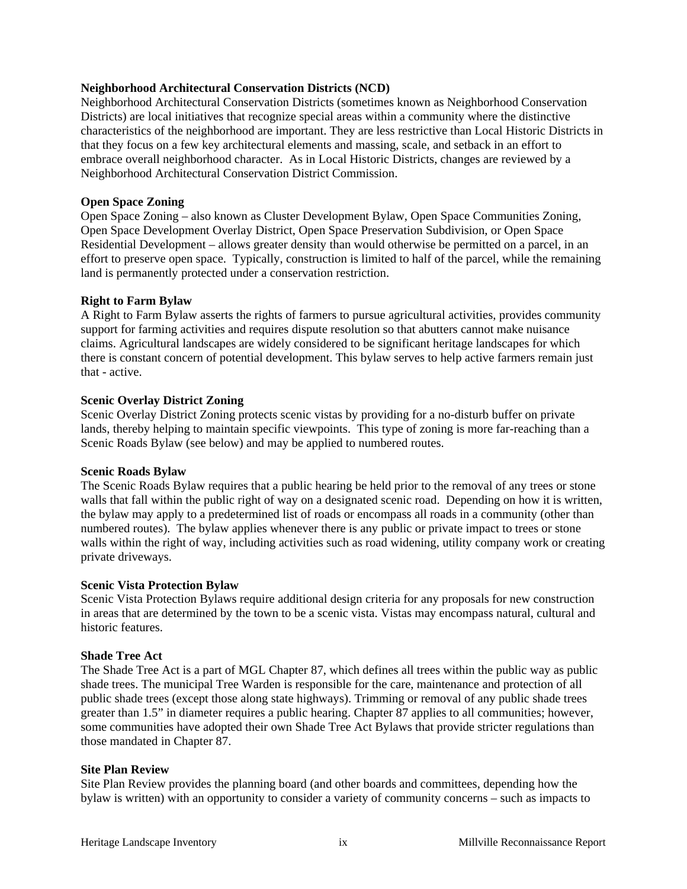**Neighborhood Architectural Conservation Districts (NCD)**
Neighborhood Architectural Conservation Districts (sometimes known as Neighborhood Conservation Districts) are local initiatives that recognize special areas within a community where the distinctive characteristics of the neighborhood are important. They are less restrictive than Local Historic Districts in that they focus on a few key architectural elements and massing, scale, and setback in an effort to embrace overall neighborhood character. As in Local Historic Districts, changes are reviewed by a Neighborhood Architectural Conservation District Commission.

**Open Space Zoning**
Open Space Zoning – also known as Cluster Development Bylaw, Open Space Communities Zoning, Open Space Development Overlay District, Open Space Preservation Subdivision, or Open Space Residential Development – allows greater density than would otherwise be permitted on a parcel, in an effort to preserve open space. Typically, construction is limited to half of the parcel, while the remaining land is permanently protected under a conservation restriction.

**Right to Farm Bylaw**
A Right to Farm Bylaw asserts the rights of farmers to pursue agricultural activities, provides community support for farming activities and requires dispute resolution so that abutters cannot make nuisance claims. Agricultural landscapes are widely considered to be significant heritage landscapes for which there is constant concern of potential development. This bylaw serves to help active farmers remain just that - active.

**Scenic Overlay District Zoning**
Scenic Overlay District Zoning protects scenic vistas by providing for a no-disturb buffer on private lands, thereby helping to maintain specific viewpoints. This type of zoning is more far-reaching than a Scenic Roads Bylaw (see below) and may be applied to numbered routes.

**Scenic Roads Bylaw**
The Scenic Roads Bylaw requires that a public hearing be held prior to the removal of any trees or stone walls that fall within the public right of way on a designated scenic road. Depending on how it is written, the bylaw may apply to a predetermined list of roads or encompass all roads in a community (other than numbered routes). The bylaw applies whenever there is any public or private impact to trees or stone walls within the right of way, including activities such as road widening, utility company work or creating private driveways.

**Scenic Vista Protection Bylaw**
Scenic Vista Protection Bylaws require additional design criteria for any proposals for new construction in areas that are determined by the town to be a scenic vista. Vistas may encompass natural, cultural and historic features.

**Shade Tree Act**
The Shade Tree Act is a part of MGL Chapter 87, which defines all trees within the public way as public shade trees. The municipal Tree Warden is responsible for the care, maintenance and protection of all public shade trees (except those along state highways). Trimming or removal of any public shade trees greater than 1.5" in diameter requires a public hearing. Chapter 87 applies to all communities; however, some communities have adopted their own Shade Tree Act Bylaws that provide stricter regulations than those mandated in Chapter 87.

**Site Plan Review**
Site Plan Review provides the planning board (and other boards and committees, depending how the bylaw is written) with an opportunity to consider a variety of community concerns – such as impacts to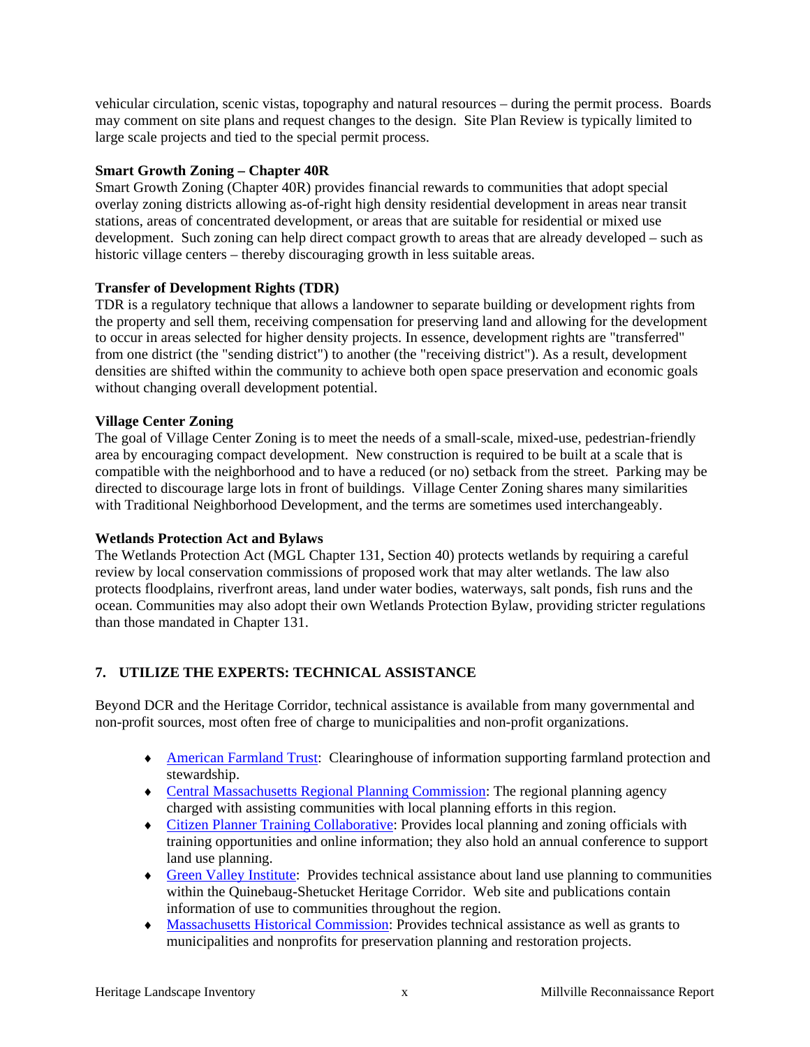vehicular circulation, scenic vistas, topography and natural resources – during the permit process. Boards may comment on site plans and request changes to the design. Site Plan Review is typically limited to large scale projects and tied to the special permit process.

**Smart Growth Zoning – Chapter 40R**
Smart Growth Zoning (Chapter 40R) provides financial rewards to communities that adopt special overlay zoning districts allowing as-of-right high density residential development in areas near transit stations, areas of concentrated development, or areas that are suitable for residential or mixed use development. Such zoning can help direct compact growth to areas that are already developed – such as historic village centers – thereby discouraging growth in less suitable areas.

**Transfer of Development Rights (TDR)**
TDR is a regulatory technique that allows a landowner to separate building or development rights from the property and sell them, receiving compensation for preserving land and allowing for the development to occur in areas selected for higher density projects. In essence, development rights are "transferred" from one district (the "sending district") to another (the "receiving district"). As a result, development densities are shifted within the community to achieve both open space preservation and economic goals without changing overall development potential.

**Village Center Zoning**
The goal of Village Center Zoning is to meet the needs of a small-scale, mixed-use, pedestrian-friendly area by encouraging compact development. New construction is required to be built at a scale that is compatible with the neighborhood and to have a reduced (or no) setback from the street. Parking may be directed to discourage large lots in front of buildings. Village Center Zoning shares many similarities with Traditional Neighborhood Development, and the terms are sometimes used interchangeably.

**Wetlands Protection Act and Bylaws**
The Wetlands Protection Act (MGL Chapter 131, Section 40) protects wetlands by requiring a careful review by local conservation commissions of proposed work that may alter wetlands. The law also protects floodplains, riverfront areas, land under water bodies, waterways, salt ponds, fish runs and the ocean. Communities may also adopt their own Wetlands Protection Bylaw, providing stricter regulations than those mandated in Chapter 131.

## 7. UTILIZE THE EXPERTS: TECHNICAL ASSISTANCE

Beyond DCR and the Heritage Corridor, technical assistance is available from many governmental and non-profit sources, most often free of charge to municipalities and non-profit organizations.

- American Farmland Trust: Clearinghouse of information supporting farmland protection and stewardship.
- Central Massachusetts Regional Planning Commission: The regional planning agency charged with assisting communities with local planning efforts in this region.
- Citizen Planner Training Collaborative: Provides local planning and zoning officials with training opportunities and online information; they also hold an annual conference to support land use planning.
- Green Valley Institute: Provides technical assistance about land use planning to communities within the Quinebaug-Shetucket Heritage Corridor. Web site and publications contain information of use to communities throughout the region.
- Massachusetts Historical Commission: Provides technical assistance as well as grants to municipalities and nonprofits for preservation planning and restoration projects.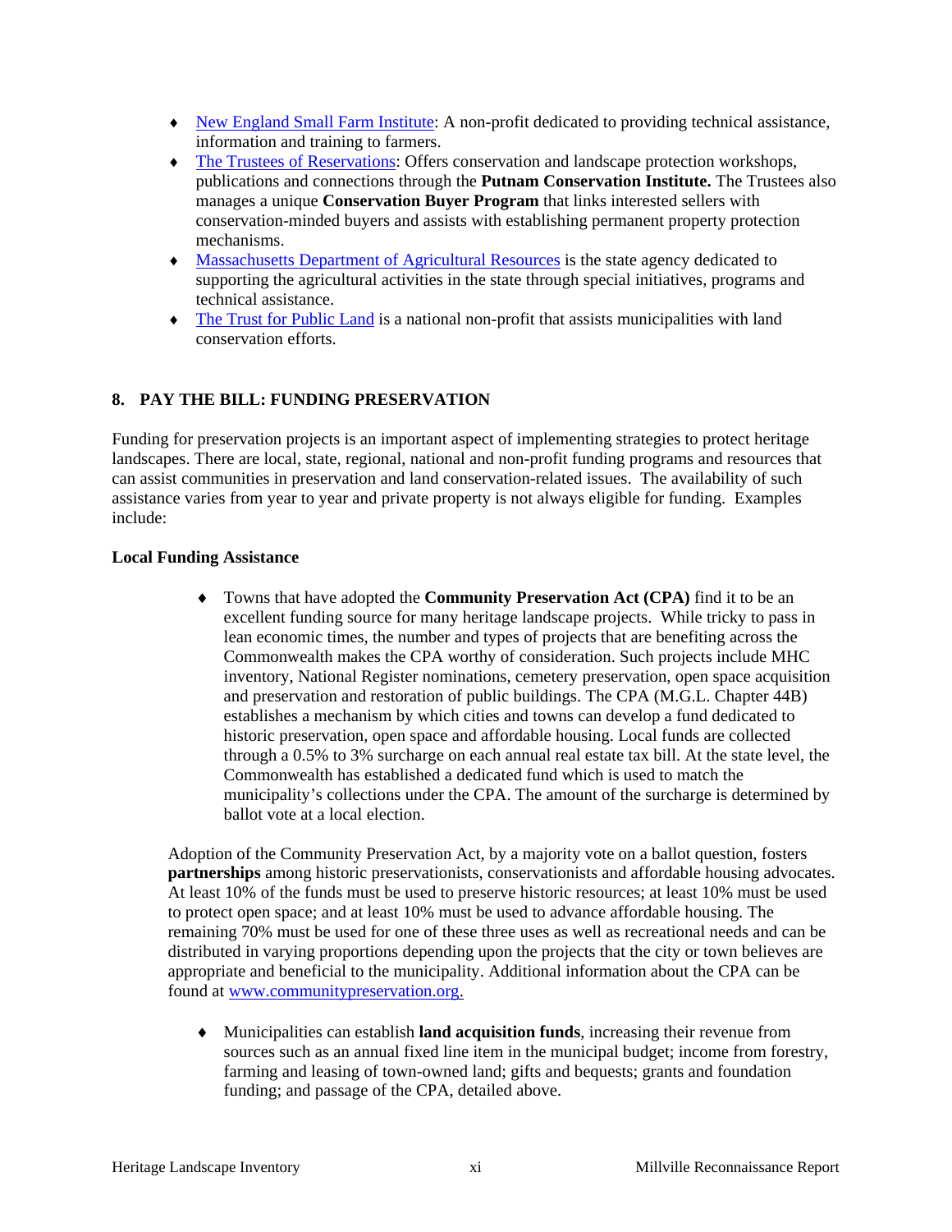- New England Small Farm Institute: A non-profit dedicated to providing technical assistance, information and training to farmers.
- The Trustees of Reservations: Offers conservation and landscape protection workshops, publications and connections through the **Putnam Conservation Institute.** The Trustees also manages a unique **Conservation Buyer Program** that links interested sellers with conservation-minded buyers and assists with establishing permanent property protection mechanisms.
- Massachusetts Department of Agricultural Resources is the state agency dedicated to supporting the agricultural activities in the state through special initiatives, programs and technical assistance.
- The Trust for Public Land is a national non-profit that assists municipalities with land conservation efforts.

## 8. PAY THE BILL: FUNDING PRESERVATION

Funding for preservation projects is an important aspect of implementing strategies to protect heritage landscapes. There are local, state, regional, national and non-profit funding programs and resources that can assist communities in preservation and land conservation-related issues. The availability of such assistance varies from year to year and private property is not always eligible for funding. Examples include:

### Local Funding Assistance

- Towns that have adopted the **Community Preservation Act (CPA)** find it to be an excellent funding source for many heritage landscape projects. While tricky to pass in lean economic times, the number and types of projects that are benefiting across the Commonwealth makes the CPA worthy of consideration. Such projects include MHC inventory, National Register nominations, cemetery preservation, open space acquisition and preservation and restoration of public buildings. The CPA (M.G.L. Chapter 44B) establishes a mechanism by which cities and towns can develop a fund dedicated to historic preservation, open space and affordable housing. Local funds are collected through a 0.5% to 3% surcharge on each annual real estate tax bill. At the state level, the Commonwealth has established a dedicated fund which is used to match the municipality's collections under the CPA. The amount of the surcharge is determined by ballot vote at a local election.

Adoption of the Community Preservation Act, by a majority vote on a ballot question, fosters **partnerships** among historic preservationists, conservationists and affordable housing advocates. At least 10% of the funds must be used to preserve historic resources; at least 10% must be used to protect open space; and at least 10% must be used to advance affordable housing. The remaining 70% must be used for one of these three uses as well as recreational needs and can be distributed in varying proportions depending upon the projects that the city or town believes are appropriate and beneficial to the municipality. Additional information about the CPA can be found at www.communitypreservation.org.

- Municipalities can establish **land acquisition funds**, increasing their revenue from sources such as an annual fixed line item in the municipal budget; income from forestry, farming and leasing of town-owned land; gifts and bequests; grants and foundation funding; and passage of the CPA, detailed above.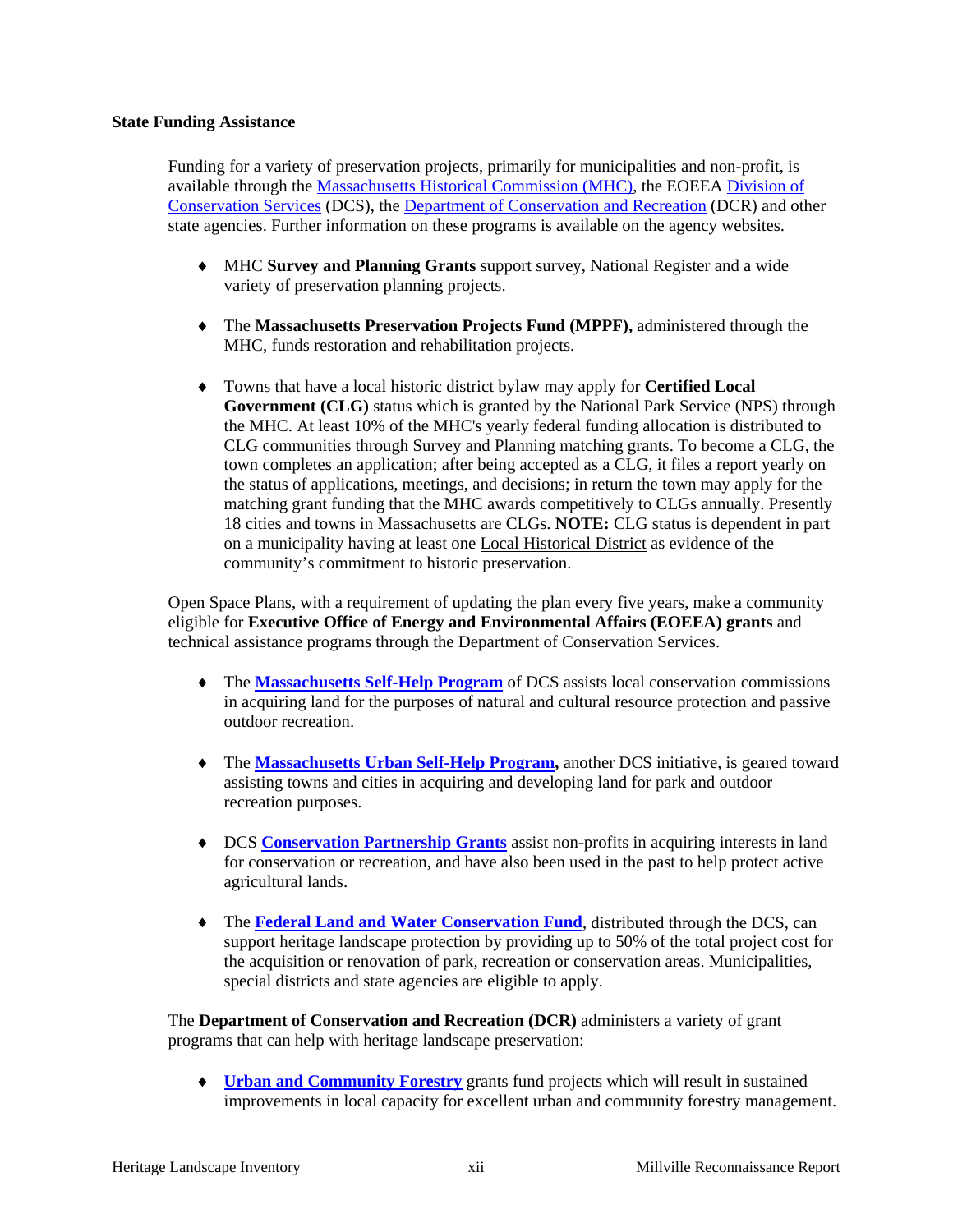**State Funding Assistance**

Funding for a variety of preservation projects, primarily for municipalities and non-profit, is available through the Massachusetts Historical Commission (MHC), the EOEEA Division of Conservation Services (DCS), the Department of Conservation and Recreation (DCR) and other state agencies. Further information on these programs is available on the agency websites.

- MHC **Survey and Planning Grants** support survey, National Register and a wide variety of preservation planning projects.

- The **Massachusetts Preservation Projects Fund (MPPF),** administered through the MHC, funds restoration and rehabilitation projects.

- Towns that have a local historic district bylaw may apply for **Certified Local Government (CLG)** status which is granted by the National Park Service (NPS) through the MHC. At least 10% of the MHC's yearly federal funding allocation is distributed to CLG communities through Survey and Planning matching grants. To become a CLG, the town completes an application; after being accepted as a CLG, it files a report yearly on the status of applications, meetings, and decisions; in return the town may apply for the matching grant funding that the MHC awards competitively to CLGs annually. Presently 18 cities and towns in Massachusetts are CLGs. **NOTE:** CLG status is dependent in part on a municipality having at least one Local Historical District as evidence of the community's commitment to historic preservation.

Open Space Plans, with a requirement of updating the plan every five years, make a community eligible for **Executive Office of Energy and Environmental Affairs (EOEEA) grants** and technical assistance programs through the Department of Conservation Services.

- The **Massachusetts Self-Help Program** of DCS assists local conservation commissions in acquiring land for the purposes of natural and cultural resource protection and passive outdoor recreation.

- The **Massachusetts Urban Self-Help Program,** another DCS initiative, is geared toward assisting towns and cities in acquiring and developing land for park and outdoor recreation purposes.

- DCS **Conservation Partnership Grants** assist non-profits in acquiring interests in land for conservation or recreation, and have also been used in the past to help protect active agricultural lands.

- The **Federal Land and Water Conservation Fund**, distributed through the DCS, can support heritage landscape protection by providing up to 50% of the total project cost for the acquisition or renovation of park, recreation or conservation areas. Municipalities, special districts and state agencies are eligible to apply.

The **Department of Conservation and Recreation (DCR)** administers a variety of grant programs that can help with heritage landscape preservation:

- **Urban and Community Forestry** grants fund projects which will result in sustained improvements in local capacity for excellent urban and community forestry management.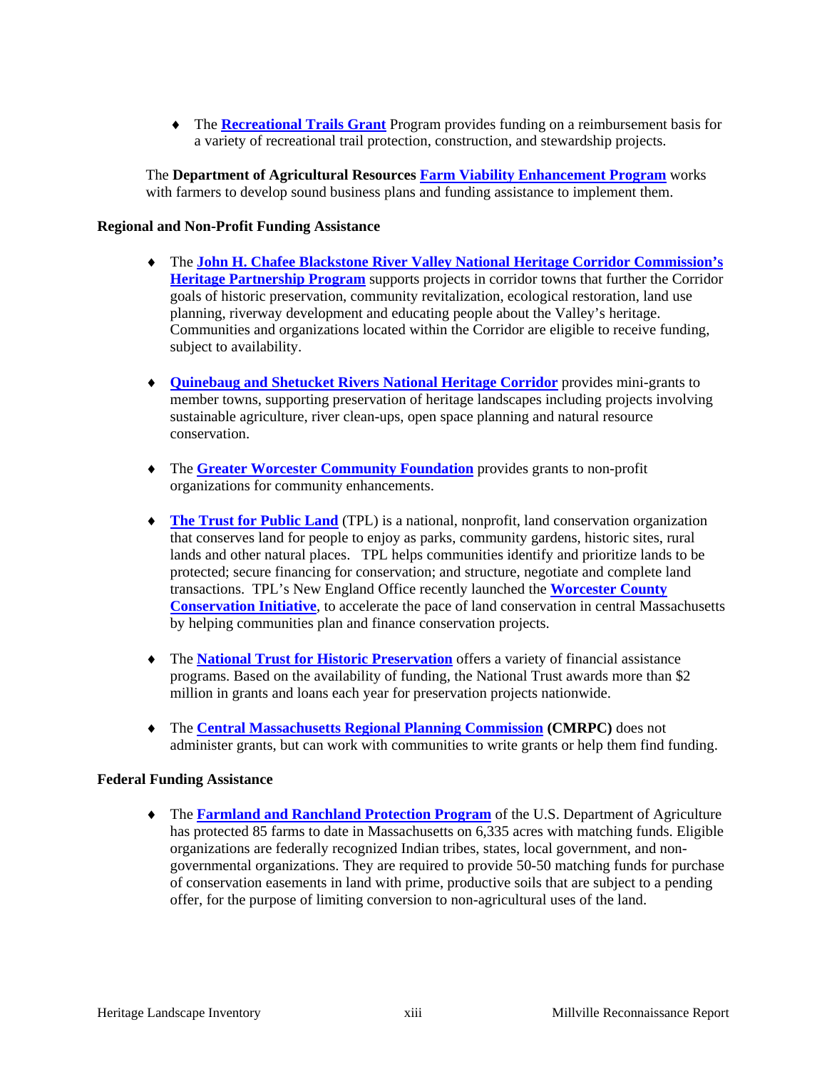- The **Recreational Trails Grant** Program provides funding on a reimbursement basis for a variety of recreational trail protection, construction, and stewardship projects.

The **Department of Agricultural Resources** **Farm Viability Enhancement Program** works with farmers to develop sound business plans and funding assistance to implement them.

**Regional and Non-Profit Funding Assistance**

- The **John H. Chafee Blackstone River Valley National Heritage Corridor Commission's Heritage Partnership Program** supports projects in corridor towns that further the Corridor goals of historic preservation, community revitalization, ecological restoration, land use planning, riverway development and educating people about the Valley's heritage. Communities and organizations located within the Corridor are eligible to receive funding, subject to availability.

- **Quinebaug and Shetucket Rivers National Heritage Corridor** provides mini-grants to member towns, supporting preservation of heritage landscapes including projects involving sustainable agriculture, river clean-ups, open space planning and natural resource conservation.

- The **Greater Worcester Community Foundation** provides grants to non-profit organizations for community enhancements.

- **The Trust for Public Land** (TPL) is a national, nonprofit, land conservation organization that conserves land for people to enjoy as parks, community gardens, historic sites, rural lands and other natural places. TPL helps communities identify and prioritize lands to be protected; secure financing for conservation; and structure, negotiate and complete land transactions. TPL's New England Office recently launched the **Worcester County Conservation Initiative**, to accelerate the pace of land conservation in central Massachusetts by helping communities plan and finance conservation projects.

- The **National Trust for Historic Preservation** offers a variety of financial assistance programs. Based on the availability of funding, the National Trust awards more than $2 million in grants and loans each year for preservation projects nationwide.

- The **Central Massachusetts Regional Planning Commission (CMRPC)** does not administer grants, but can work with communities to write grants or help them find funding.

**Federal Funding Assistance**

- The **Farmland and Ranchland Protection Program** of the U.S. Department of Agriculture has protected 85 farms to date in Massachusetts on 6,335 acres with matching funds. Eligible organizations are federally recognized Indian tribes, states, local government, and non-governmental organizations. They are required to provide 50-50 matching funds for purchase of conservation easements in land with prime, productive soils that are subject to a pending offer, for the purpose of limiting conversion to non-agricultural uses of the land.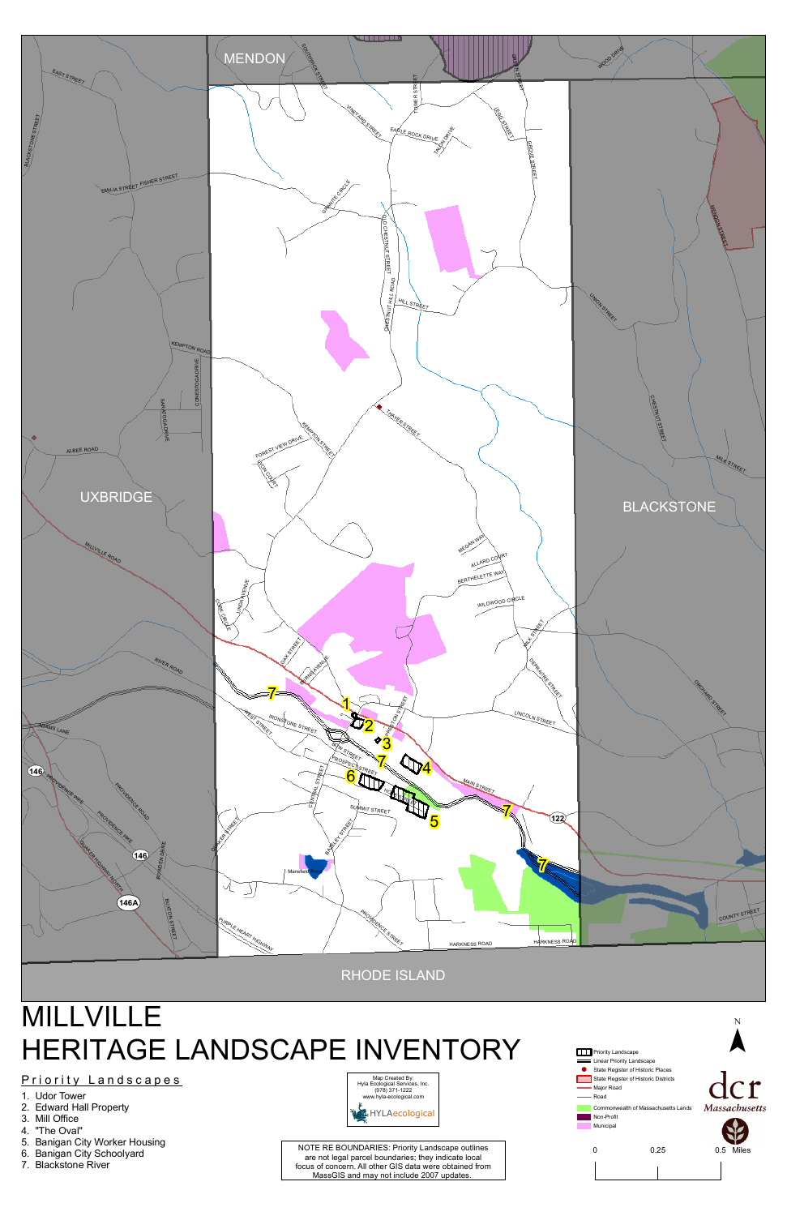# MILLVILLE
# HERITAGE LANDSCAPE INVENTORY

## Priority Landscapes

1. Udor Tower
2. Edward Hall Property
3. Mill Office
4. "The Oval"
5. Banigan City Worker Housing
6. Banigan City Schoolyard
7. Blackstone River

Map Created By:
Hyla Ecological Services, Inc.
(978) 371-1222
www.hyla-ecological.com
HYLAecological

NOTE RE BOUNDARIES: Priority Landscape outlines are not legal parcel boundaries; they indicate local focus of concern. All other GIS data were obtained from MassGIS and may not include 2007 updates.

Priority Landscape
Linear Priority Landscape
State Register of Historic Places
State Register of Historic Districts
Major Road
Road
Commonwealth of Massachusetts Lands
Non-Profit
Municipal

0 0.25 0.5 Miles

N

dcr Massachusetts

MENDON
UXBRIDGE
BLACKSTONE
RHODE ISLAND